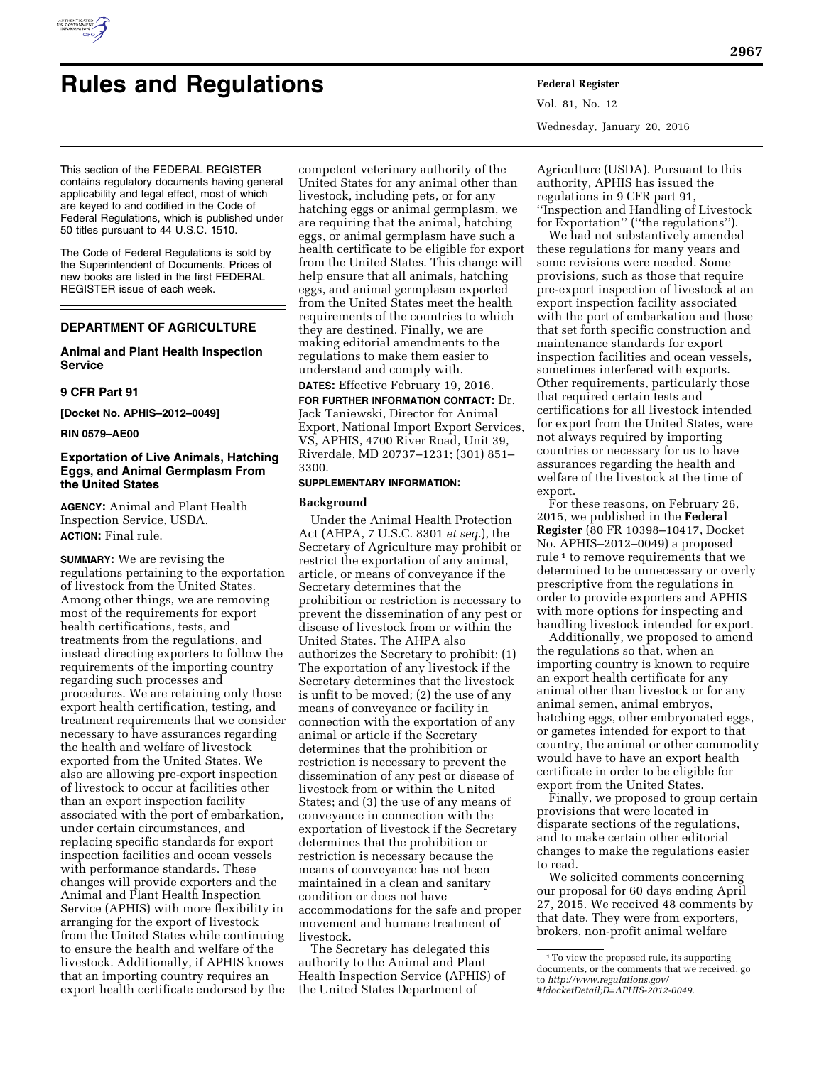# Rules and Regulations

This section of the FEDERAL REGISTER contains regulatory documents having general applicability and legal effect, most of which are keyed to and codified in the Code of Federal Regulations, which is published under 50 titles pursuant to 44 U.S.C. 1510.

The Code of Federal Regulations is sold by the Superintendent of Documents. Prices of new books are listed in the first FEDERAL REGISTER issue of each week.

## DEPARTMENT OF AGRICULTURE

### Animal and Plant Health Inspection Service

### 9 CFR Part 91

**[Docket No. APHIS–2012–0049]**

**RIN 0579–AE00**

### Exportation of Live Animals, Hatching Eggs, and Animal Germplasm From the United States

**AGENCY:** Animal and Plant Health Inspection Service, USDA.

**ACTION:** Final rule.

**SUMMARY:** We are revising the regulations pertaining to the exportation of livestock from the United States. Among other things, we are removing most of the requirements for export health certifications, tests, and treatments from the regulations, and instead directing exporters to follow the requirements of the importing country regarding such processes and procedures. We are retaining only those export health certification, testing, and treatment requirements that we consider necessary to have assurances regarding the health and welfare of livestock exported from the United States. We also are allowing pre-export inspection of livestock to occur at facilities other than an export inspection facility associated with the port of embarkation, under certain circumstances, and replacing specific standards for export inspection facilities and ocean vessels with performance standards. These changes will provide exporters and the Animal and Plant Health Inspection Service (APHIS) with more flexibility in arranging for the export of livestock from the United States while continuing to ensure the health and welfare of the livestock. Additionally, if APHIS knows that an importing country requires an export health certificate endorsed by the competent veterinary authority of the United States for any animal other than livestock, including pets, or for any hatching eggs or animal germplasm, we are requiring that the animal, hatching eggs, or animal germplasm have such a health certificate to be eligible for export from the United States. This change will help ensure that all animals, hatching eggs, and animal germplasm exported from the United States meet the health requirements of the countries to which they are destined. Finally, we are making editorial amendments to the regulations to make them easier to understand and comply with.

**DATES:** Effective February 19, 2016.

**FOR FURTHER INFORMATION CONTACT:** Dr. Jack Taniewski, Director for Animal Export, National Import Export Services, VS, APHIS, 4700 River Road, Unit 39, Riverdale, MD 20737–1231; (301) 851–3300.

**SUPPLEMENTARY INFORMATION:**

## Background

Under the Animal Health Protection Act (AHPA, 7 U.S.C. 8301 *et seq.*), the Secretary of Agriculture may prohibit or restrict the exportation of any animal, article, or means of conveyance if the Secretary determines that the prohibition or restriction is necessary to prevent the dissemination of any pest or disease of livestock from or within the United States. The AHPA also authorizes the Secretary to prohibit: (1) The exportation of any livestock if the Secretary determines that the livestock is unfit to be moved; (2) the use of any means of conveyance or facility in connection with the exportation of any animal or article if the Secretary determines that the prohibition or restriction is necessary to prevent the dissemination of any pest or disease of livestock from or within the United States; and (3) the use of any means of conveyance in connection with the exportation of livestock if the Secretary determines that the prohibition or restriction is necessary because the means of conveyance has not been maintained in a clean and sanitary condition or does not have accommodations for the safe and proper movement and humane treatment of livestock.

The Secretary has delegated this authority to the Animal and Plant Health Inspection Service (APHIS) of the United States Department of Agriculture (USDA). Pursuant to this authority, APHIS has issued the regulations in 9 CFR part 91, ''Inspection and Handling of Livestock for Exportation'' (''the regulations'').

We had not substantively amended these regulations for many years and some revisions were needed. Some provisions, such as those that require pre-export inspection of livestock at an export inspection facility associated with the port of embarkation and those that set forth specific construction and maintenance standards for export inspection facilities and ocean vessels, sometimes interfered with exports. Other requirements, particularly those that required certain tests and certifications for all livestock intended for export from the United States, were not always required by importing countries or necessary for us to have assurances regarding the health and welfare of the livestock at the time of export.

For these reasons, on February 26, 2015, we published in the **Federal Register** (80 FR 10398–10417, Docket No. APHIS–2012–0049) a proposed rule [1] to remove requirements that we determined to be unnecessary or overly prescriptive from the regulations in order to provide exporters and APHIS with more options for inspecting and handling livestock intended for export.

Additionally, we proposed to amend the regulations so that, when an importing country is known to require an export health certificate for any animal other than livestock or for any animal semen, animal embryos, hatching eggs, other embryonated eggs, or gametes intended for export to that country, the animal or other commodity would have to have an export health certificate in order to be eligible for export from the United States.

Finally, we proposed to group certain provisions that were located in disparate sections of the regulations, and to make certain other editorial changes to make the regulations easier to read.

We solicited comments concerning our proposal for 60 days ending April 27, 2015. We received 48 comments by that date. They were from exporters, brokers, non-profit animal welfare

[1] To view the proposed rule, its supporting documents, or the comments that we received, go to *http://www.regulations.gov/#!docketDetail;D=APHIS-2012-0049.*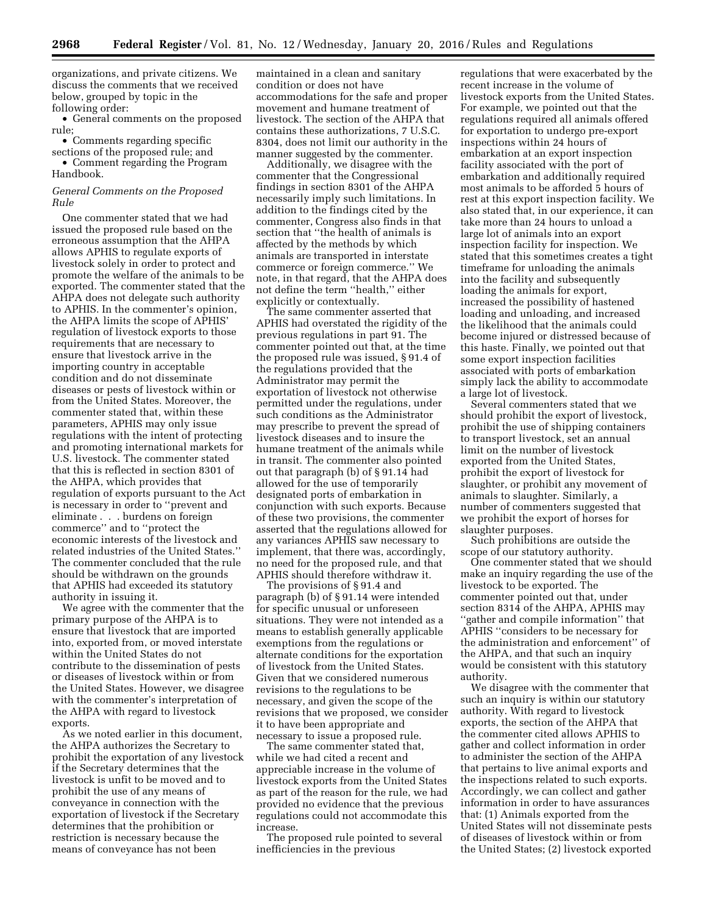organizations, and private citizens. We discuss the comments that we received below, grouped by topic in the following order:

- General comments on the proposed rule;
- Comments regarding specific sections of the proposed rule; and
- Comment regarding the Program Handbook.

### *General Comments on the Proposed Rule*

One commenter stated that we had issued the proposed rule based on the erroneous assumption that the AHPA allows APHIS to regulate exports of livestock solely in order to protect and promote the welfare of the animals to be exported. The commenter stated that the AHPA does not delegate such authority to APHIS. In the commenter's opinion, the AHPA limits the scope of APHIS' regulation of livestock exports to those requirements that are necessary to ensure that livestock arrive in the importing country in acceptable condition and do not disseminate diseases or pests of livestock within or from the United States. Moreover, the commenter stated that, within these parameters, APHIS may only issue regulations with the intent of protecting and promoting international markets for U.S. livestock. The commenter stated that this is reflected in section 8301 of the AHPA, which provides that regulation of exports pursuant to the Act is necessary in order to "prevent and eliminate . . . burdens on foreign commerce" and to "protect the economic interests of the livestock and related industries of the United States." The commenter concluded that the rule should be withdrawn on the grounds that APHIS had exceeded its statutory authority in issuing it.

We agree with the commenter that the primary purpose of the AHPA is to ensure that livestock that are imported into, exported from, or moved interstate within the United States do not contribute to the dissemination of pests or diseases of livestock within or from the United States. However, we disagree with the commenter's interpretation of the AHPA with regard to livestock exports.

As we noted earlier in this document, the AHPA authorizes the Secretary to prohibit the exportation of any livestock if the Secretary determines that the livestock is unfit to be moved and to prohibit the use of any means of conveyance in connection with the exportation of livestock if the Secretary determines that the prohibition or restriction is necessary because the means of conveyance has not been maintained in a clean and sanitary condition or does not have accommodations for the safe and proper movement and humane treatment of livestock. The section of the AHPA that contains these authorizations, 7 U.S.C. 8304, does not limit our authority in the manner suggested by the commenter.

Additionally, we disagree with the commenter that the Congressional findings in section 8301 of the AHPA necessarily imply such limitations. In addition to the findings cited by the commenter, Congress also finds in that section that "the health of animals is affected by the methods by which animals are transported in interstate commerce or foreign commerce." We note, in that regard, that the AHPA does not define the term "health," either explicitly or contextually.

The same commenter asserted that APHIS had overstated the rigidity of the previous regulations in part 91. The commenter pointed out that, at the time the proposed rule was issued, § 91.4 of the regulations provided that the Administrator may permit the exportation of livestock not otherwise permitted under the regulations, under such conditions as the Administrator may prescribe to prevent the spread of livestock diseases and to insure the humane treatment of the animals while in transit. The commenter also pointed out that paragraph (b) of § 91.14 had allowed for the use of temporarily designated ports of embarkation in conjunction with such exports. Because of these two provisions, the commenter asserted that the regulations allowed for any variances APHIS saw necessary to implement, that there was, accordingly, no need for the proposed rule, and that APHIS should therefore withdraw it.

The provisions of § 91.4 and paragraph (b) of § 91.14 were intended for specific unusual or unforeseen situations. They were not intended as a means to establish generally applicable exemptions from the regulations or alternate conditions for the exportation of livestock from the United States. Given that we considered numerous revisions to the regulations to be necessary, and given the scope of the revisions that we proposed, we consider it to have been appropriate and necessary to issue a proposed rule.

The same commenter stated that, while we had cited a recent and appreciable increase in the volume of livestock exports from the United States as part of the reason for the rule, we had provided no evidence that the previous regulations could not accommodate this increase.

The proposed rule pointed to several inefficiencies in the previous regulations that were exacerbated by the recent increase in the volume of livestock exports from the United States. For example, we pointed out that the regulations required all animals offered for exportation to undergo pre-export inspections within 24 hours of embarkation at an export inspection facility associated with the port of embarkation and additionally required most animals to be afforded 5 hours of rest at this export inspection facility. We also stated that, in our experience, it can take more than 24 hours to unload a large lot of animals into an export inspection facility for inspection. We stated that this sometimes creates a tight timeframe for unloading the animals into the facility and subsequently loading the animals for export, increased the possibility of hastened loading and unloading, and increased the likelihood that the animals could become injured or distressed because of this haste. Finally, we pointed out that some export inspection facilities associated with ports of embarkation simply lack the ability to accommodate a large lot of livestock.

Several commenters stated that we should prohibit the export of livestock, prohibit the use of shipping containers to transport livestock, set an annual limit on the number of livestock exported from the United States, prohibit the export of livestock for slaughter, or prohibit any movement of animals to slaughter. Similarly, a number of commenters suggested that we prohibit the export of horses for slaughter purposes.

Such prohibitions are outside the scope of our statutory authority.

One commenter stated that we should make an inquiry regarding the use of the livestock to be exported. The commenter pointed out that, under section 8314 of the AHPA, APHIS may "gather and compile information" that APHIS "considers to be necessary for the administration and enforcement" of the AHPA, and that such an inquiry would be consistent with this statutory authority.

We disagree with the commenter that such an inquiry is within our statutory authority. With regard to livestock exports, the section of the AHPA that the commenter cited allows APHIS to gather and collect information in order to administer the section of the AHPA that pertains to live animal exports and the inspections related to such exports. Accordingly, we can collect and gather information in order to have assurances that: (1) Animals exported from the United States will not disseminate pests of diseases of livestock within or from the United States; (2) livestock exported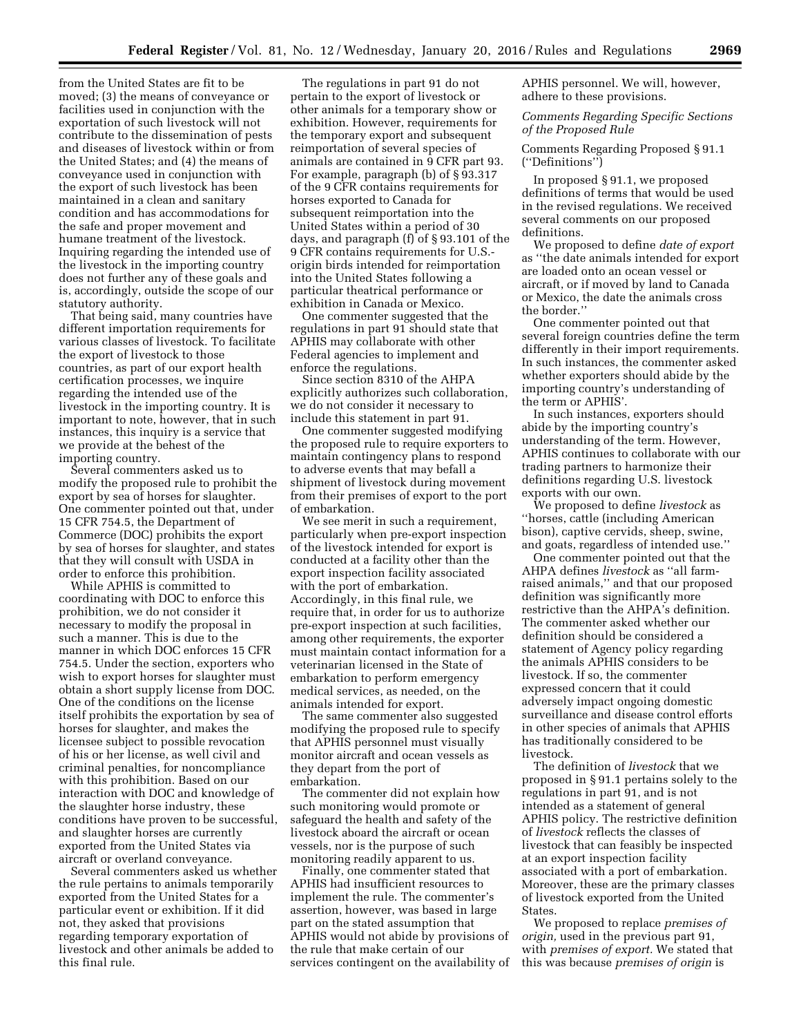from the United States are fit to be moved; (3) the means of conveyance or facilities used in conjunction with the exportation of such livestock will not contribute to the dissemination of pests and diseases of livestock within or from the United States; and (4) the means of conveyance used in conjunction with the export of such livestock has been maintained in a clean and sanitary condition and has accommodations for the safe and proper movement and humane treatment of the livestock. Inquiring regarding the intended use of the livestock in the importing country does not further any of these goals and is, accordingly, outside the scope of our statutory authority.

That being said, many countries have different importation requirements for various classes of livestock. To facilitate the export of livestock to those countries, as part of our export health certification processes, we inquire regarding the intended use of the livestock in the importing country. It is important to note, however, that in such instances, this inquiry is a service that we provide at the behest of the importing country.

Several commenters asked us to modify the proposed rule to prohibit the export by sea of horses for slaughter. One commenter pointed out that, under 15 CFR 754.5, the Department of Commerce (DOC) prohibits the export by sea of horses for slaughter, and states that they will consult with USDA in order to enforce this prohibition.

While APHIS is committed to coordinating with DOC to enforce this prohibition, we do not consider it necessary to modify the proposal in such a manner. This is due to the manner in which DOC enforces 15 CFR 754.5. Under the section, exporters who wish to export horses for slaughter must obtain a short supply license from DOC. One of the conditions on the license itself prohibits the exportation by sea of horses for slaughter, and makes the licensee subject to possible revocation of his or her license, as well civil and criminal penalties, for noncompliance with this prohibition. Based on our interaction with DOC and knowledge of the slaughter horse industry, these conditions have proven to be successful, and slaughter horses are currently exported from the United States via aircraft or overland conveyance.

Several commenters asked us whether the rule pertains to animals temporarily exported from the United States for a particular event or exhibition. If it did not, they asked that provisions regarding temporary exportation of livestock and other animals be added to this final rule.

The regulations in part 91 do not pertain to the export of livestock or other animals for a temporary show or exhibition. However, requirements for the temporary export and subsequent reimportation of several species of animals are contained in 9 CFR part 93. For example, paragraph (b) of § 93.317 of the 9 CFR contains requirements for horses exported to Canada for subsequent reimportation into the United States within a period of 30 days, and paragraph (f) of § 93.101 of the 9 CFR contains requirements for U.S.-origin birds intended for reimportation into the United States following a particular theatrical performance or exhibition in Canada or Mexico.

One commenter suggested that the regulations in part 91 should state that APHIS may collaborate with other Federal agencies to implement and enforce the regulations.

Since section 8310 of the AHPA explicitly authorizes such collaboration, we do not consider it necessary to include this statement in part 91.

One commenter suggested modifying the proposed rule to require exporters to maintain contingency plans to respond to adverse events that may befall a shipment of livestock during movement from their premises of export to the port of embarkation.

We see merit in such a requirement, particularly when pre-export inspection of the livestock intended for export is conducted at a facility other than the export inspection facility associated with the port of embarkation. Accordingly, in this final rule, we require that, in order for us to authorize pre-export inspection at such facilities, among other requirements, the exporter must maintain contact information for a veterinarian licensed in the State of embarkation to perform emergency medical services, as needed, on the animals intended for export.

The same commenter also suggested modifying the proposed rule to specify that APHIS personnel must visually monitor aircraft and ocean vessels as they depart from the port of embarkation.

The commenter did not explain how such monitoring would promote or safeguard the health and safety of the livestock aboard the aircraft or ocean vessels, nor is the purpose of such monitoring readily apparent to us.

Finally, one commenter stated that APHIS had insufficient resources to implement the rule. The commenter's assertion, however, was based in large part on the stated assumption that APHIS would not abide by provisions of the rule that make certain of our services contingent on the availability of APHIS personnel. We will, however, adhere to these provisions.

*Comments Regarding Specific Sections of the Proposed Rule*

Comments Regarding Proposed § 91.1 (''Definitions'')

In proposed § 91.1, we proposed definitions of terms that would be used in the revised regulations. We received several comments on our proposed definitions.

We proposed to define *date of export* as ''the date animals intended for export are loaded onto an ocean vessel or aircraft, or if moved by land to Canada or Mexico, the date the animals cross the border.''

One commenter pointed out that several foreign countries define the term differently in their import requirements. In such instances, the commenter asked whether exporters should abide by the importing country's understanding of the term or APHIS'.

In such instances, exporters should abide by the importing country's understanding of the term. However, APHIS continues to collaborate with our trading partners to harmonize their definitions regarding U.S. livestock exports with our own.

We proposed to define *livestock* as ''horses, cattle (including American bison), captive cervids, sheep, swine, and goats, regardless of intended use.''

One commenter pointed out that the AHPA defines *livestock* as ''all farm-raised animals,'' and that our proposed definition was significantly more restrictive than the AHPA's definition. The commenter asked whether our definition should be considered a statement of Agency policy regarding the animals APHIS considers to be livestock. If so, the commenter expressed concern that it could adversely impact ongoing domestic surveillance and disease control efforts in other species of animals that APHIS has traditionally considered to be livestock.

The definition of *livestock* that we proposed in § 91.1 pertains solely to the regulations in part 91, and is not intended as a statement of general APHIS policy. The restrictive definition of *livestock* reflects the classes of livestock that can feasibly be inspected at an export inspection facility associated with a port of embarkation. Moreover, these are the primary classes of livestock exported from the United States.

We proposed to replace *premises of origin,* used in the previous part 91, with *premises of export.* We stated that this was because *premises of origin* is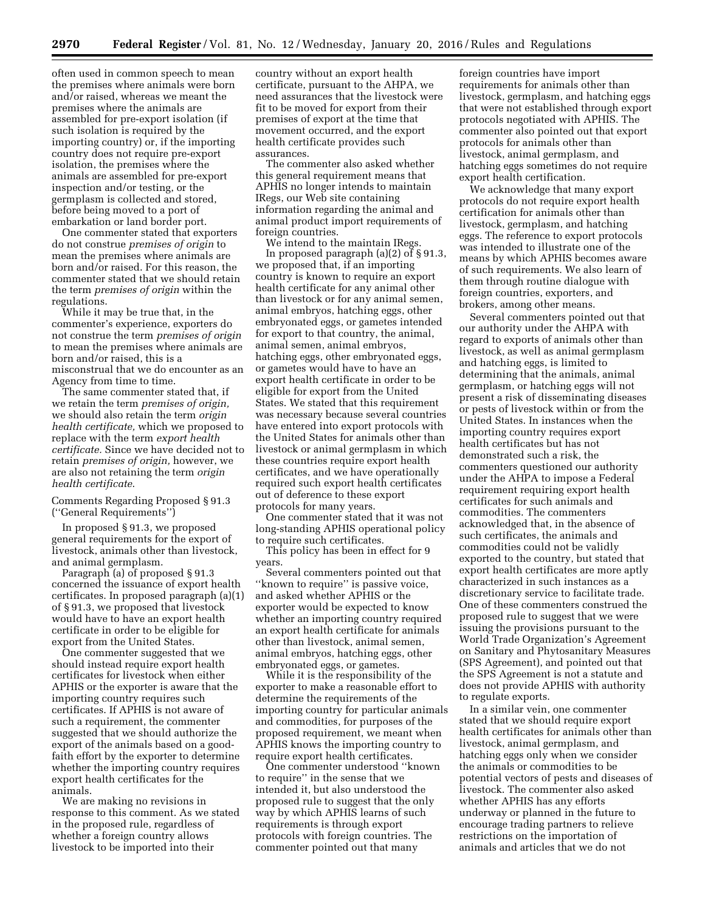often used in common speech to mean the premises where animals were born and/or raised, whereas we meant the premises where the animals are assembled for pre-export isolation (if such isolation is required by the importing country) or, if the importing country does not require pre-export isolation, the premises where the animals are assembled for pre-export inspection and/or testing, or the germplasm is collected and stored, before being moved to a port of embarkation or land border port.

One commenter stated that exporters do not construe *premises of origin* to mean the premises where animals are born and/or raised. For this reason, the commenter stated that we should retain the term *premises of origin* within the regulations.

While it may be true that, in the commenter's experience, exporters do not construe the term *premises of origin* to mean the premises where animals are born and/or raised, this is a misconstrual that we do encounter as an Agency from time to time.

The same commenter stated that, if we retain the term *premises of origin,* we should also retain the term *origin health certificate,* which we proposed to replace with the term *export health certificate.* Since we have decided not to retain *premises of origin,* however, we are also not retaining the term *origin health certificate.*

Comments Regarding Proposed § 91.3 (''General Requirements'')

In proposed § 91.3, we proposed general requirements for the export of livestock, animals other than livestock, and animal germplasm.

Paragraph (a) of proposed § 91.3 concerned the issuance of export health certificates. In proposed paragraph (a)(1) of § 91.3, we proposed that livestock would have to have an export health certificate in order to be eligible for export from the United States.

One commenter suggested that we should instead require export health certificates for livestock when either APHIS or the exporter is aware that the importing country requires such certificates. If APHIS is not aware of such a requirement, the commenter suggested that we should authorize the export of the animals based on a good-faith effort by the exporter to determine whether the importing country requires export health certificates for the animals.

We are making no revisions in response to this comment. As we stated in the proposed rule, regardless of whether a foreign country allows livestock to be imported into their country without an export health certificate, pursuant to the AHPA, we need assurances that the livestock were fit to be moved for export from their premises of export at the time that movement occurred, and the export health certificate provides such assurances.

The commenter also asked whether this general requirement means that APHIS no longer intends to maintain IRegs, our Web site containing information regarding the animal and animal product import requirements of foreign countries.

We intend to the maintain IRegs.

In proposed paragraph (a)(2) of § 91.3, we proposed that, if an importing country is known to require an export health certificate for any animal other than livestock or for any animal semen, animal embryos, hatching eggs, other embryonated eggs, or gametes intended for export to that country, the animal, animal semen, animal embryos, hatching eggs, other embryonated eggs, or gametes would have to have an export health certificate in order to be eligible for export from the United States. We stated that this requirement was necessary because several countries have entered into export protocols with the United States for animals other than livestock or animal germplasm in which these countries require export health certificates, and we have operationally required such export health certificates out of deference to these export protocols for many years.

One commenter stated that it was not long-standing APHIS operational policy to require such certificates.

This policy has been in effect for 9 years.

Several commenters pointed out that ''known to require'' is passive voice, and asked whether APHIS or the exporter would be expected to know whether an importing country required an export health certificate for animals other than livestock, animal semen, animal embryos, hatching eggs, other embryonated eggs, or gametes.

While it is the responsibility of the exporter to make a reasonable effort to determine the requirements of the importing country for particular animals and commodities, for purposes of the proposed requirement, we meant when APHIS knows the importing country to require export health certificates.

One commenter understood ''known to require'' in the sense that we intended it, but also understood the proposed rule to suggest that the only way by which APHIS learns of such requirements is through export protocols with foreign countries. The commenter pointed out that many foreign countries have import requirements for animals other than livestock, germplasm, and hatching eggs that were not established through export protocols negotiated with APHIS. The commenter also pointed out that export protocols for animals other than livestock, animal germplasm, and hatching eggs sometimes do not require export health certification.

We acknowledge that many export protocols do not require export health certification for animals other than livestock, germplasm, and hatching eggs. The reference to export protocols was intended to illustrate one of the means by which APHIS becomes aware of such requirements. We also learn of them through routine dialogue with foreign countries, exporters, and brokers, among other means.

Several commenters pointed out that our authority under the AHPA with regard to exports of animals other than livestock, as well as animal germplasm and hatching eggs, is limited to determining that the animals, animal germplasm, or hatching eggs will not present a risk of disseminating diseases or pests of livestock within or from the United States. In instances when the importing country requires export health certificates but has not demonstrated such a risk, the commenters questioned our authority under the AHPA to impose a Federal requirement requiring export health certificates for such animals and commodities. The commenters acknowledged that, in the absence of such certificates, the animals and commodities could not be validly exported to the country, but stated that export health certificates are more aptly characterized in such instances as a discretionary service to facilitate trade. One of these commenters construed the proposed rule to suggest that we were issuing the provisions pursuant to the World Trade Organization's Agreement on Sanitary and Phytosanitary Measures (SPS Agreement), and pointed out that the SPS Agreement is not a statute and does not provide APHIS with authority to regulate exports.

In a similar vein, one commenter stated that we should require export health certificates for animals other than livestock, animal germplasm, and hatching eggs only when we consider the animals or commodities to be potential vectors of pests and diseases of livestock. The commenter also asked whether APHIS has any efforts underway or planned in the future to encourage trading partners to relieve restrictions on the importation of animals and articles that we do not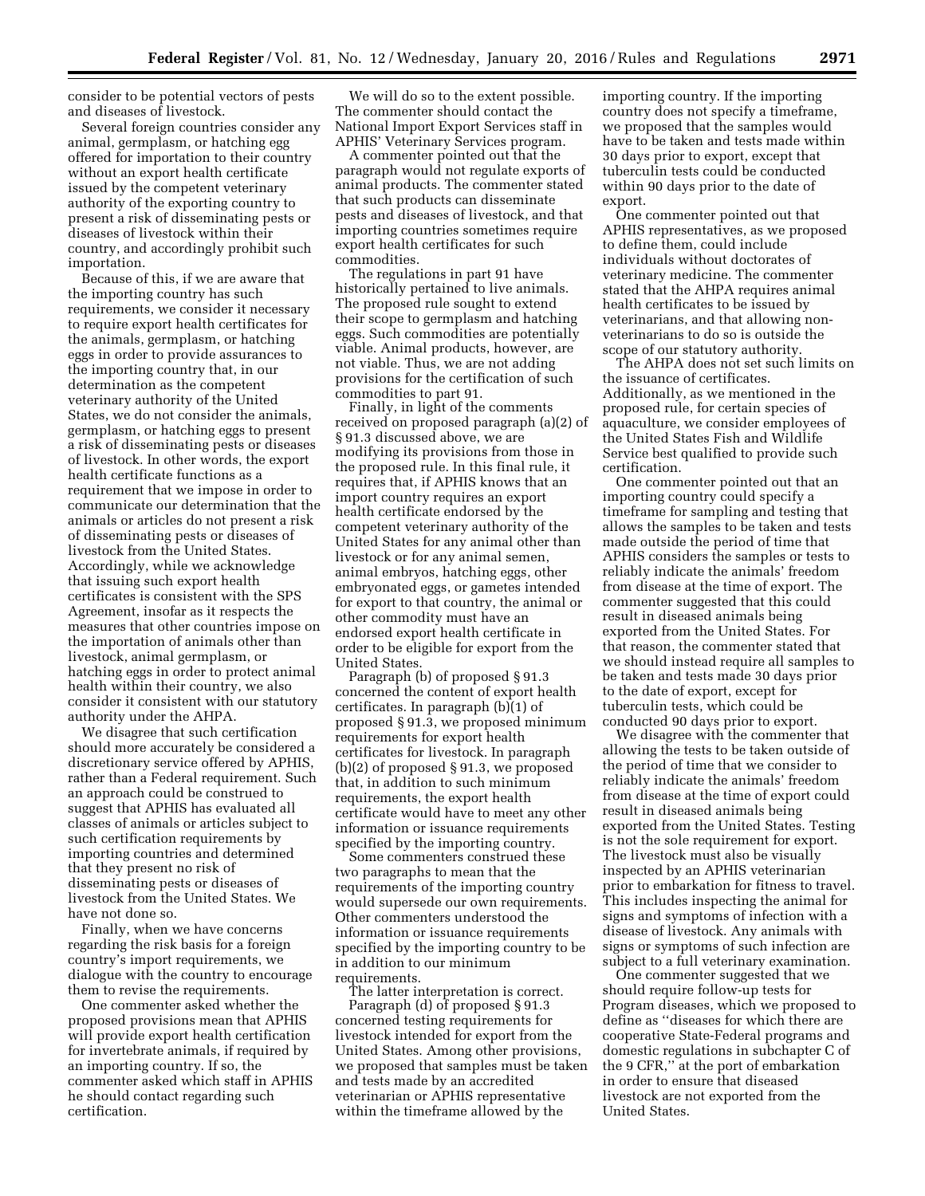consider to be potential vectors of pests and diseases of livestock.

Several foreign countries consider any animal, germplasm, or hatching egg offered for importation to their country without an export health certificate issued by the competent veterinary authority of the exporting country to present a risk of disseminating pests or diseases of livestock within their country, and accordingly prohibit such importation.

Because of this, if we are aware that the importing country has such requirements, we consider it necessary to require export health certificates for the animals, germplasm, or hatching eggs in order to provide assurances to the importing country that, in our determination as the competent veterinary authority of the United States, we do not consider the animals, germplasm, or hatching eggs to present a risk of disseminating pests or diseases of livestock. In other words, the export health certificate functions as a requirement that we impose in order to communicate our determination that the animals or articles do not present a risk of disseminating pests or diseases of livestock from the United States. Accordingly, while we acknowledge that issuing such export health certificates is consistent with the SPS Agreement, insofar as it respects the measures that other countries impose on the importation of animals other than livestock, animal germplasm, or hatching eggs in order to protect animal health within their country, we also consider it consistent with our statutory authority under the AHPA.

We disagree that such certification should more accurately be considered a discretionary service offered by APHIS, rather than a Federal requirement. Such an approach could be construed to suggest that APHIS has evaluated all classes of animals or articles subject to such certification requirements by importing countries and determined that they present no risk of disseminating pests or diseases of livestock from the United States. We have not done so.

Finally, when we have concerns regarding the risk basis for a foreign country's import requirements, we dialogue with the country to encourage them to revise the requirements.

One commenter asked whether the proposed provisions mean that APHIS will provide export health certification for invertebrate animals, if required by an importing country. If so, the commenter asked which staff in APHIS he should contact regarding such certification.

We will do so to the extent possible. The commenter should contact the National Import Export Services staff in APHIS' Veterinary Services program.

A commenter pointed out that the paragraph would not regulate exports of animal products. The commenter stated that such products can disseminate pests and diseases of livestock, and that importing countries sometimes require export health certificates for such commodities.

The regulations in part 91 have historically pertained to live animals. The proposed rule sought to extend their scope to germplasm and hatching eggs. Such commodities are potentially viable. Animal products, however, are not viable. Thus, we are not adding provisions for the certification of such commodities to part 91.

Finally, in light of the comments received on proposed paragraph (a)(2) of § 91.3 discussed above, we are modifying its provisions from those in the proposed rule. In this final rule, it requires that, if APHIS knows that an import country requires an export health certificate endorsed by the competent veterinary authority of the United States for any animal other than livestock or for any animal semen, animal embryos, hatching eggs, other embryonated eggs, or gametes intended for export to that country, the animal or other commodity must have an endorsed export health certificate in order to be eligible for export from the United States.

Paragraph (b) of proposed § 91.3 concerned the content of export health certificates. In paragraph (b)(1) of proposed § 91.3, we proposed minimum requirements for export health certificates for livestock. In paragraph (b)(2) of proposed § 91.3, we proposed that, in addition to such minimum requirements, the export health certificate would have to meet any other information or issuance requirements specified by the importing country.

Some commenters construed these two paragraphs to mean that the requirements of the importing country would supersede our own requirements. Other commenters understood the information or issuance requirements specified by the importing country to be in addition to our minimum requirements.

The latter interpretation is correct.

Paragraph (d) of proposed § 91.3 concerned testing requirements for livestock intended for export from the United States. Among other provisions, we proposed that samples must be taken and tests made by an accredited veterinarian or APHIS representative within the timeframe allowed by the importing country. If the importing country does not specify a timeframe, we proposed that the samples would have to be taken and tests made within 30 days prior to export, except that tuberculin tests could be conducted within 90 days prior to the date of export.

One commenter pointed out that APHIS representatives, as we proposed to define them, could include individuals without doctorates of veterinary medicine. The commenter stated that the AHPA requires animal health certificates to be issued by veterinarians, and that allowing non-veterinarians to do so is outside the scope of our statutory authority.

The AHPA does not set such limits on the issuance of certificates. Additionally, as we mentioned in the proposed rule, for certain species of aquaculture, we consider employees of the United States Fish and Wildlife Service best qualified to provide such certification.

One commenter pointed out that an importing country could specify a timeframe for sampling and testing that allows the samples to be taken and tests made outside the period of time that APHIS considers the samples or tests to reliably indicate the animals' freedom from disease at the time of export. The commenter suggested that this could result in diseased animals being exported from the United States. For that reason, the commenter stated that we should instead require all samples to be taken and tests made 30 days prior to the date of export, except for tuberculin tests, which could be conducted 90 days prior to export.

We disagree with the commenter that allowing the tests to be taken outside of the period of time that we consider to reliably indicate the animals' freedom from disease at the time of export could result in diseased animals being exported from the United States. Testing is not the sole requirement for export. The livestock must also be visually inspected by an APHIS veterinarian prior to embarkation for fitness to travel. This includes inspecting the animal for signs and symptoms of infection with a disease of livestock. Any animals with signs or symptoms of such infection are subject to a full veterinary examination.

One commenter suggested that we should require follow-up tests for Program diseases, which we proposed to define as "diseases for which there are cooperative State-Federal programs and domestic regulations in subchapter C of the 9 CFR," at the port of embarkation in order to ensure that diseased livestock are not exported from the United States.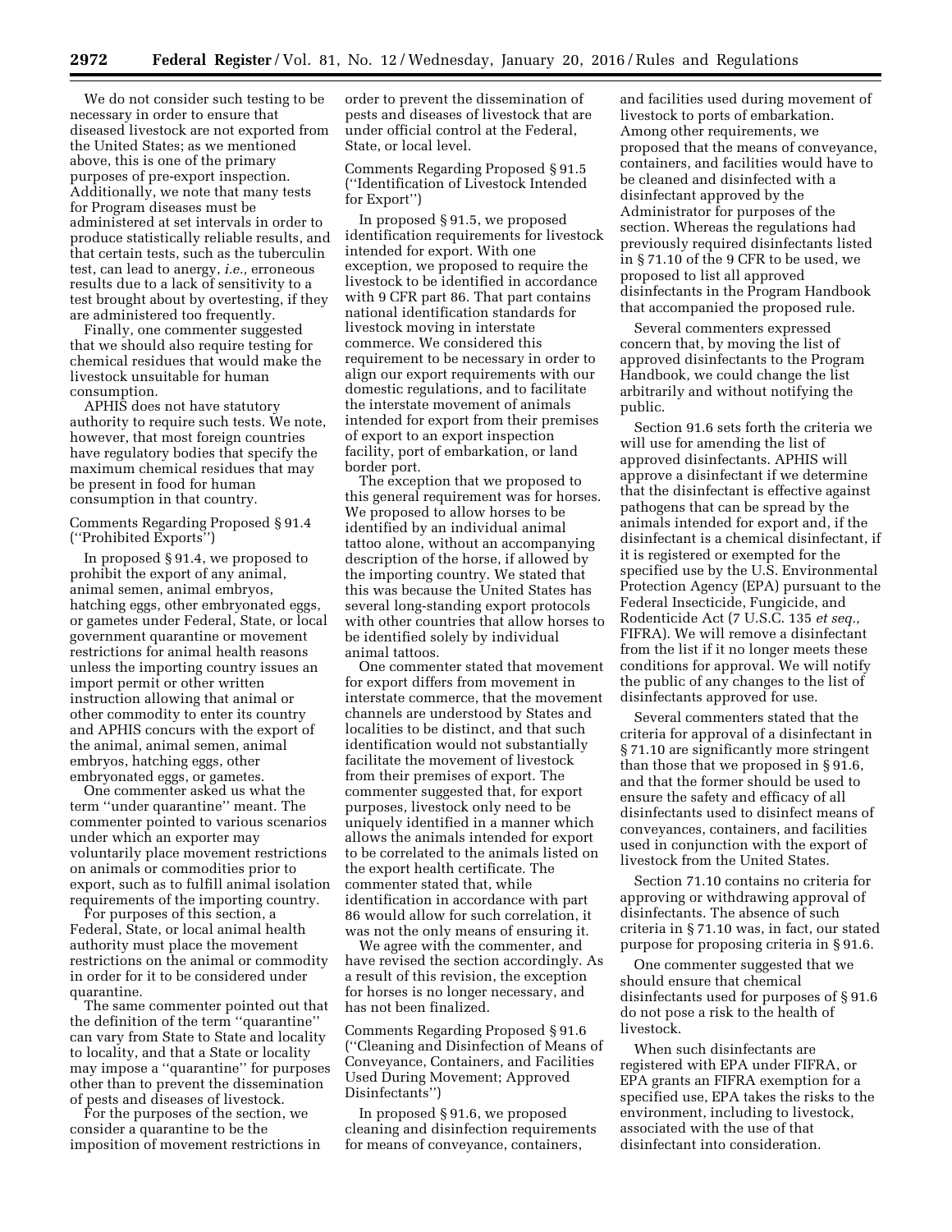We do not consider such testing to be necessary in order to ensure that diseased livestock are not exported from the United States; as we mentioned above, this is one of the primary purposes of pre-export inspection. Additionally, we note that many tests for Program diseases must be administered at set intervals in order to produce statistically reliable results, and that certain tests, such as the tuberculin test, can lead to anergy, *i.e.,* erroneous results due to a lack of sensitivity to a test brought about by overtesting, if they are administered too frequently.

Finally, one commenter suggested that we should also require testing for chemical residues that would make the livestock unsuitable for human consumption.

APHIS does not have statutory authority to require such tests. We note, however, that most foreign countries have regulatory bodies that specify the maximum chemical residues that may be present in food for human consumption in that country.

Comments Regarding Proposed § 91.4 (''Prohibited Exports'')

In proposed § 91.4, we proposed to prohibit the export of any animal, animal semen, animal embryos, hatching eggs, other embryonated eggs, or gametes under Federal, State, or local government quarantine or movement restrictions for animal health reasons unless the importing country issues an import permit or other written instruction allowing that animal or other commodity to enter its country and APHIS concurs with the export of the animal, animal semen, animal embryos, hatching eggs, other embryonated eggs, or gametes.

One commenter asked us what the term ''under quarantine'' meant. The commenter pointed to various scenarios under which an exporter may voluntarily place movement restrictions on animals or commodities prior to export, such as to fulfill animal isolation requirements of the importing country.

For purposes of this section, a Federal, State, or local animal health authority must place the movement restrictions on the animal or commodity in order for it to be considered under quarantine.

The same commenter pointed out that the definition of the term ''quarantine'' can vary from State to State and locality to locality, and that a State or locality may impose a ''quarantine'' for purposes other than to prevent the dissemination of pests and diseases of livestock.

For the purposes of the section, we consider a quarantine to be the imposition of movement restrictions in order to prevent the dissemination of pests and diseases of livestock that are under official control at the Federal, State, or local level.

Comments Regarding Proposed § 91.5 (''Identification of Livestock Intended for Export'')

In proposed § 91.5, we proposed identification requirements for livestock intended for export. With one exception, we proposed to require the livestock to be identified in accordance with 9 CFR part 86. That part contains national identification standards for livestock moving in interstate commerce. We considered this requirement to be necessary in order to align our export requirements with our domestic regulations, and to facilitate the interstate movement of animals intended for export from their premises of export to an export inspection facility, port of embarkation, or land border port.

The exception that we proposed to this general requirement was for horses. We proposed to allow horses to be identified by an individual animal tattoo alone, without an accompanying description of the horse, if allowed by the importing country. We stated that this was because the United States has several long-standing export protocols with other countries that allow horses to be identified solely by individual animal tattoos.

One commenter stated that movement for export differs from movement in interstate commerce, that the movement channels are understood by States and localities to be distinct, and that such identification would not substantially facilitate the movement of livestock from their premises of export. The commenter suggested that, for export purposes, livestock only need to be uniquely identified in a manner which allows the animals intended for export to be correlated to the animals listed on the export health certificate. The commenter stated that, while identification in accordance with part 86 would allow for such correlation, it was not the only means of ensuring it.

We agree with the commenter, and have revised the section accordingly. As a result of this revision, the exception for horses is no longer necessary, and has not been finalized.

Comments Regarding Proposed § 91.6 (''Cleaning and Disinfection of Means of Conveyance, Containers, and Facilities Used During Movement; Approved Disinfectants'')

In proposed § 91.6, we proposed cleaning and disinfection requirements for means of conveyance, containers, and facilities used during movement of livestock to ports of embarkation. Among other requirements, we proposed that the means of conveyance, containers, and facilities would have to be cleaned and disinfected with a disinfectant approved by the Administrator for purposes of the section. Whereas the regulations had previously required disinfectants listed in § 71.10 of the 9 CFR to be used, we proposed to list all approved disinfectants in the Program Handbook that accompanied the proposed rule.

Several commenters expressed concern that, by moving the list of approved disinfectants to the Program Handbook, we could change the list arbitrarily and without notifying the public.

Section 91.6 sets forth the criteria we will use for amending the list of approved disinfectants. APHIS will approve a disinfectant if we determine that the disinfectant is effective against pathogens that can be spread by the animals intended for export and, if the disinfectant is a chemical disinfectant, if it is registered or exempted for the specified use by the U.S. Environmental Protection Agency (EPA) pursuant to the Federal Insecticide, Fungicide, and Rodenticide Act (7 U.S.C. 135 *et seq.,* FIFRA). We will remove a disinfectant from the list if it no longer meets these conditions for approval. We will notify the public of any changes to the list of disinfectants approved for use.

Several commenters stated that the criteria for approval of a disinfectant in § 71.10 are significantly more stringent than those that we proposed in § 91.6, and that the former should be used to ensure the safety and efficacy of all disinfectants used to disinfect means of conveyances, containers, and facilities used in conjunction with the export of livestock from the United States.

Section 71.10 contains no criteria for approving or withdrawing approval of disinfectants. The absence of such criteria in § 71.10 was, in fact, our stated purpose for proposing criteria in § 91.6.

One commenter suggested that we should ensure that chemical disinfectants used for purposes of § 91.6 do not pose a risk to the health of livestock.

When such disinfectants are registered with EPA under FIFRA, or EPA grants an FIFRA exemption for a specified use, EPA takes the risks to the environment, including to livestock, associated with the use of that disinfectant into consideration.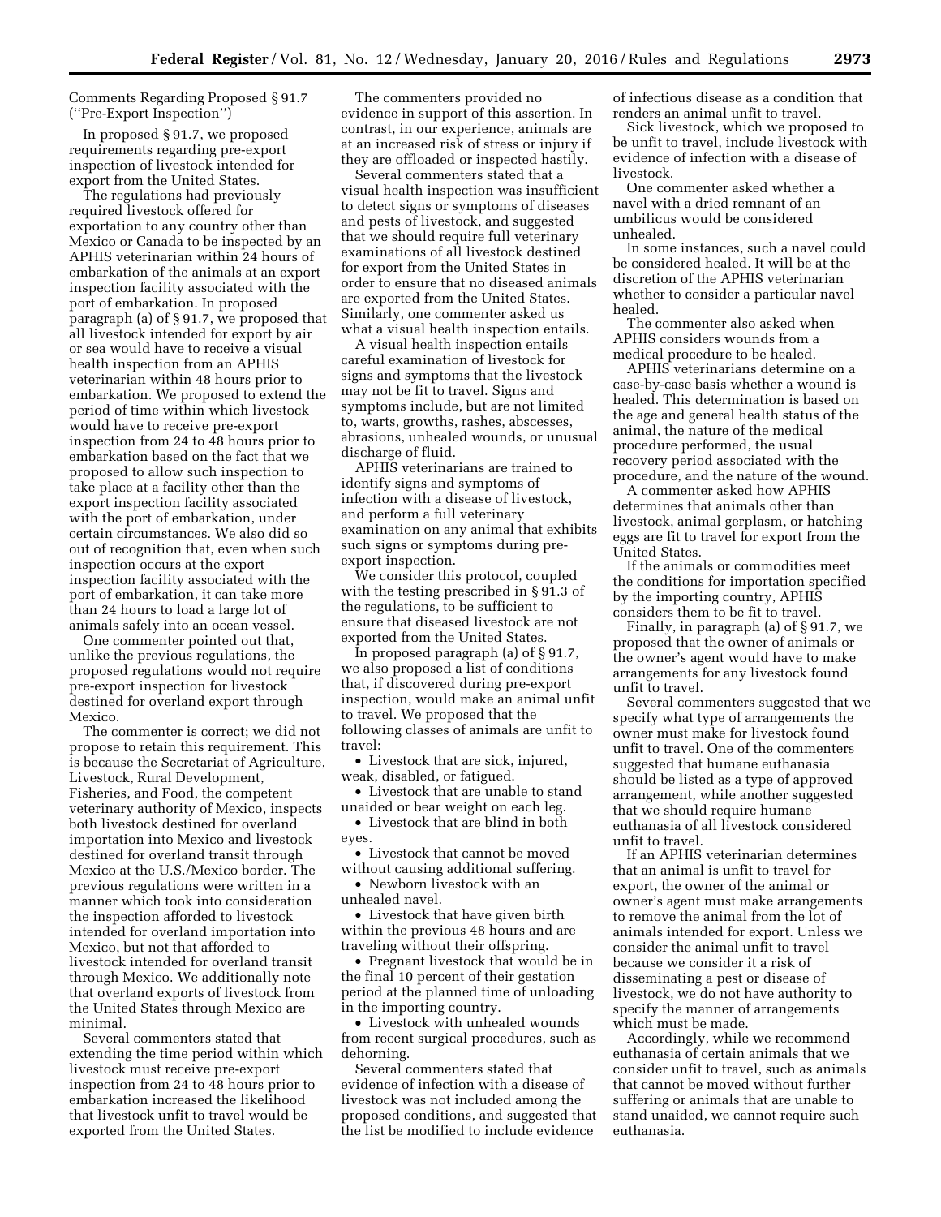Comments Regarding Proposed § 91.7 (''Pre-Export Inspection'')

In proposed § 91.7, we proposed requirements regarding pre-export inspection of livestock intended for export from the United States.

The regulations had previously required livestock offered for exportation to any country other than Mexico or Canada to be inspected by an APHIS veterinarian within 24 hours of embarkation of the animals at an export inspection facility associated with the port of embarkation. In proposed paragraph (a) of § 91.7, we proposed that all livestock intended for export by air or sea would have to receive a visual health inspection from an APHIS veterinarian within 48 hours prior to embarkation. We proposed to extend the period of time within which livestock would have to receive pre-export inspection from 24 to 48 hours prior to embarkation based on the fact that we proposed to allow such inspection to take place at a facility other than the export inspection facility associated with the port of embarkation, under certain circumstances. We also did so out of recognition that, even when such inspection occurs at the export inspection facility associated with the port of embarkation, it can take more than 24 hours to load a large lot of animals safely into an ocean vessel.

One commenter pointed out that, unlike the previous regulations, the proposed regulations would not require pre-export inspection for livestock destined for overland export through Mexico.

The commenter is correct; we did not propose to retain this requirement. This is because the Secretariat of Agriculture, Livestock, Rural Development, Fisheries, and Food, the competent veterinary authority of Mexico, inspects both livestock destined for overland importation into Mexico and livestock destined for overland transit through Mexico at the U.S./Mexico border. The previous regulations were written in a manner which took into consideration the inspection afforded to livestock intended for overland importation into Mexico, but not that afforded to livestock intended for overland transit through Mexico. We additionally note that overland exports of livestock from the United States through Mexico are minimal.

Several commenters stated that extending the time period within which livestock must receive pre-export inspection from 24 to 48 hours prior to embarkation increased the likelihood that livestock unfit to travel would be exported from the United States.

The commenters provided no evidence in support of this assertion. In contrast, in our experience, animals are at an increased risk of stress or injury if they are offloaded or inspected hastily.

Several commenters stated that a visual health inspection was insufficient to detect signs or symptoms of diseases and pests of livestock, and suggested that we should require full veterinary examinations of all livestock destined for export from the United States in order to ensure that no diseased animals are exported from the United States. Similarly, one commenter asked us what a visual health inspection entails.

A visual health inspection entails careful examination of livestock for signs and symptoms that the livestock may not be fit to travel. Signs and symptoms include, but are not limited to, warts, growths, rashes, abscesses, abrasions, unhealed wounds, or unusual discharge of fluid.

APHIS veterinarians are trained to identify signs and symptoms of infection with a disease of livestock, and perform a full veterinary examination on any animal that exhibits such signs or symptoms during pre-export inspection.

We consider this protocol, coupled with the testing prescribed in § 91.3 of the regulations, to be sufficient to ensure that diseased livestock are not exported from the United States.

In proposed paragraph (a) of § 91.7, we also proposed a list of conditions that, if discovered during pre-export inspection, would make an animal unfit to travel. We proposed that the following classes of animals are unfit to travel:

- Livestock that are sick, injured, weak, disabled, or fatigued.
- Livestock that are unable to stand unaided or bear weight on each leg.
- Livestock that are blind in both eyes.
- Livestock that cannot be moved without causing additional suffering.
- Newborn livestock with an unhealed navel.
- Livestock that have given birth within the previous 48 hours and are traveling without their offspring.
- Pregnant livestock that would be in the final 10 percent of their gestation period at the planned time of unloading in the importing country.
- Livestock with unhealed wounds from recent surgical procedures, such as dehorning.

Several commenters stated that evidence of infection with a disease of livestock was not included among the proposed conditions, and suggested that the list be modified to include evidence of infectious disease as a condition that renders an animal unfit to travel.

Sick livestock, which we proposed to be unfit to travel, include livestock with evidence of infection with a disease of livestock.

One commenter asked whether a navel with a dried remnant of an umbilicus would be considered unhealed.

In some instances, such a navel could be considered healed. It will be at the discretion of the APHIS veterinarian whether to consider a particular navel healed.

The commenter also asked when APHIS considers wounds from a medical procedure to be healed.

APHIS veterinarians determine on a case-by-case basis whether a wound is healed. This determination is based on the age and general health status of the animal, the nature of the medical procedure performed, the usual recovery period associated with the procedure, and the nature of the wound.

A commenter asked how APHIS determines that animals other than livestock, animal germplasm, or hatching eggs are fit to travel for export from the United States.

If the animals or commodities meet the conditions for importation specified by the importing country, APHIS considers them to be fit to travel.

Finally, in paragraph (a) of § 91.7, we proposed that the owner of animals or the owner's agent would have to make arrangements for any livestock found unfit to travel.

Several commenters suggested that we specify what type of arrangements the owner must make for livestock found unfit to travel. One of the commenters suggested that humane euthanasia should be listed as a type of approved arrangement, while another suggested that we should require humane euthanasia of all livestock considered unfit to travel.

If an APHIS veterinarian determines that an animal is unfit to travel for export, the owner of the animal or owner's agent must make arrangements to remove the animal from the lot of animals intended for export. Unless we consider the animal unfit to travel because we consider it a risk of disseminating a pest or disease of livestock, we do not have authority to specify the manner of arrangements which must be made.

Accordingly, while we recommend euthanasia of certain animals that we consider unfit to travel, such as animals that cannot be moved without further suffering or animals that are unable to stand unaided, we cannot require such euthanasia.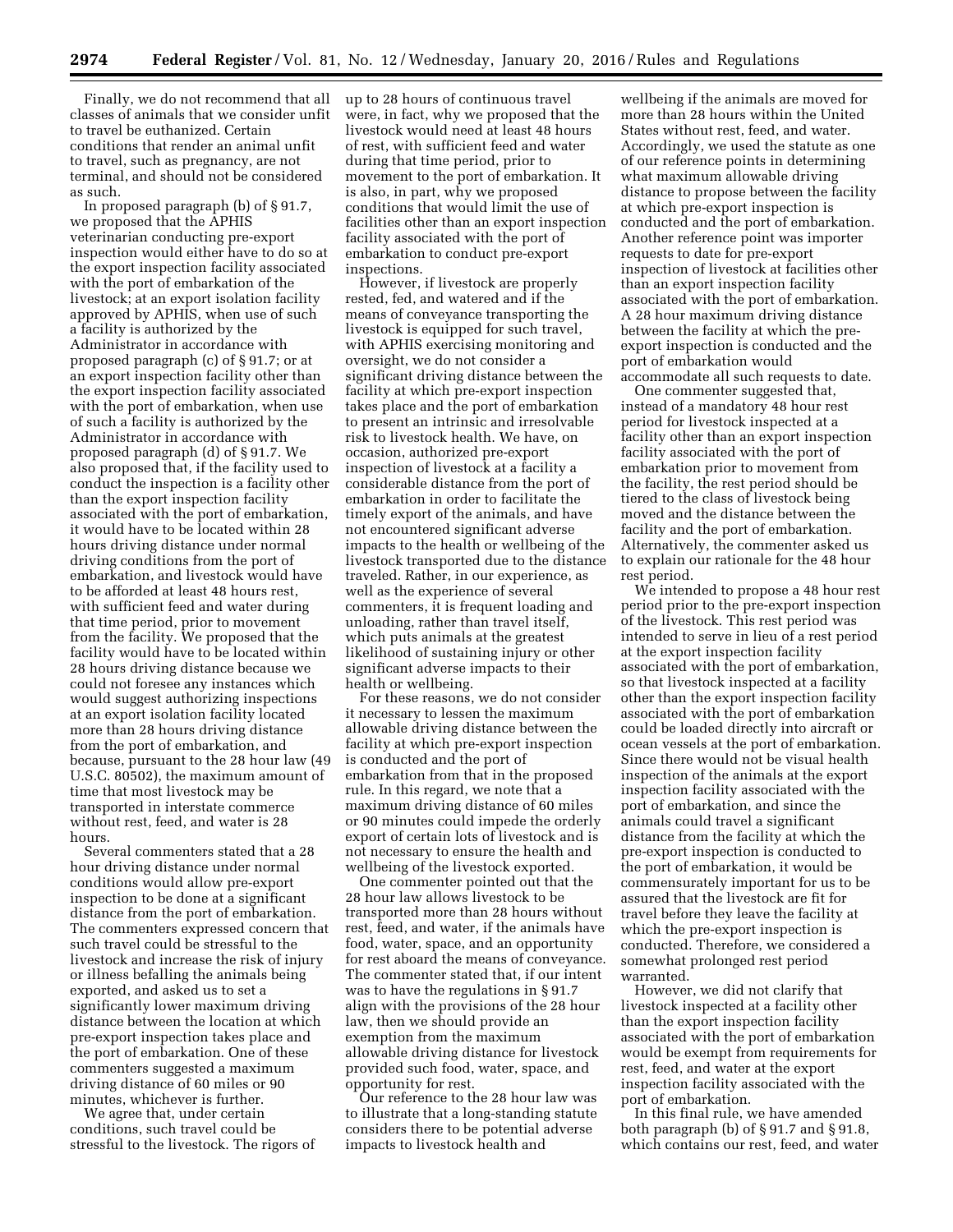Finally, we do not recommend that all classes of animals that we consider unfit to travel be euthanized. Certain conditions that render an animal unfit to travel, such as pregnancy, are not terminal, and should not be considered as such.

In proposed paragraph (b) of § 91.7, we proposed that the APHIS veterinarian conducting pre-export inspection would either have to do so at the export inspection facility associated with the port of embarkation of the livestock; at an export isolation facility approved by APHIS, when use of such a facility is authorized by the Administrator in accordance with proposed paragraph (c) of § 91.7; or at an export inspection facility other than the export inspection facility associated with the port of embarkation, when use of such a facility is authorized by the Administrator in accordance with proposed paragraph (d) of § 91.7. We also proposed that, if the facility used to conduct the inspection is a facility other than the export inspection facility associated with the port of embarkation, it would have to be located within 28 hours driving distance under normal driving conditions from the port of embarkation, and livestock would have to be afforded at least 48 hours rest, with sufficient feed and water during that time period, prior to movement from the facility. We proposed that the facility would have to be located within 28 hours driving distance because we could not foresee any instances which would suggest authorizing inspections at an export isolation facility located more than 28 hours driving distance from the port of embarkation, and because, pursuant to the 28 hour law (49 U.S.C. 80502), the maximum amount of time that most livestock may be transported in interstate commerce without rest, feed, and water is 28 hours.

Several commenters stated that a 28 hour driving distance under normal conditions would allow pre-export inspection to be done at a significant distance from the port of embarkation. The commenters expressed concern that such travel could be stressful to the livestock and increase the risk of injury or illness befalling the animals being exported, and asked us to set a significantly lower maximum driving distance between the location at which pre-export inspection takes place and the port of embarkation. One of these commenters suggested a maximum driving distance of 60 miles or 90 minutes, whichever is further.

We agree that, under certain conditions, such travel could be stressful to the livestock. The rigors of up to 28 hours of continuous travel were, in fact, why we proposed that the livestock would need at least 48 hours of rest, with sufficient feed and water during that time period, prior to movement to the port of embarkation. It is also, in part, why we proposed conditions that would limit the use of facilities other than an export inspection facility associated with the port of embarkation to conduct pre-export inspections.

However, if livestock are properly rested, fed, and watered and if the means of conveyance transporting the livestock is equipped for such travel, with APHIS exercising monitoring and oversight, we do not consider a significant driving distance between the facility at which pre-export inspection takes place and the port of embarkation to present an intrinsic and irresolvable risk to livestock health. We have, on occasion, authorized pre-export inspection of livestock at a facility a considerable distance from the port of embarkation in order to facilitate the timely export of the animals, and have not encountered significant adverse impacts to the health or wellbeing of the livestock transported due to the distance traveled. Rather, in our experience, as well as the experience of several commenters, it is frequent loading and unloading, rather than travel itself, which puts animals at the greatest likelihood of sustaining injury or other significant adverse impacts to their health or wellbeing.

For these reasons, we do not consider it necessary to lessen the maximum allowable driving distance between the facility at which pre-export inspection is conducted and the port of embarkation from that in the proposed rule. In this regard, we note that a maximum driving distance of 60 miles or 90 minutes could impede the orderly export of certain lots of livestock and is not necessary to ensure the health and wellbeing of the livestock exported.

One commenter pointed out that the 28 hour law allows livestock to be transported more than 28 hours without rest, feed, and water, if the animals have food, water, space, and an opportunity for rest aboard the means of conveyance. The commenter stated that, if our intent was to have the regulations in § 91.7 align with the provisions of the 28 hour law, then we should provide an exemption from the maximum allowable driving distance for livestock provided such food, water, space, and opportunity for rest.

Our reference to the 28 hour law was to illustrate that a long-standing statute considers there to be potential adverse impacts to livestock health and wellbeing if the animals are moved for more than 28 hours within the United States without rest, feed, and water. Accordingly, we used the statute as one of our reference points in determining what maximum allowable driving distance to propose between the facility at which pre-export inspection is conducted and the port of embarkation. Another reference point was importer requests to date for pre-export inspection of livestock at facilities other than an export inspection facility associated with the port of embarkation. A 28 hour maximum driving distance between the facility at which the pre-export inspection is conducted and the port of embarkation would accommodate all such requests to date.

One commenter suggested that, instead of a mandatory 48 hour rest period for livestock inspected at a facility other than an export inspection facility associated with the port of embarkation prior to movement from the facility, the rest period should be tiered to the class of livestock being moved and the distance between the facility and the port of embarkation. Alternatively, the commenter asked us to explain our rationale for the 48 hour rest period.

We intended to propose a 48 hour rest period prior to the pre-export inspection of the livestock. This rest period was intended to serve in lieu of a rest period at the export inspection facility associated with the port of embarkation, so that livestock inspected at a facility other than the export inspection facility associated with the port of embarkation could be loaded directly into aircraft or ocean vessels at the port of embarkation. Since there would not be visual health inspection of the animals at the export inspection facility associated with the port of embarkation, and since the animals could travel a significant distance from the facility at which the pre-export inspection is conducted to the port of embarkation, it would be commensurately important for us to be assured that the livestock are fit for travel before they leave the facility at which the pre-export inspection is conducted. Therefore, we considered a somewhat prolonged rest period warranted.

However, we did not clarify that livestock inspected at a facility other than the export inspection facility associated with the port of embarkation would be exempt from requirements for rest, feed, and water at the export inspection facility associated with the port of embarkation.

In this final rule, we have amended both paragraph (b) of § 91.7 and § 91.8, which contains our rest, feed, and water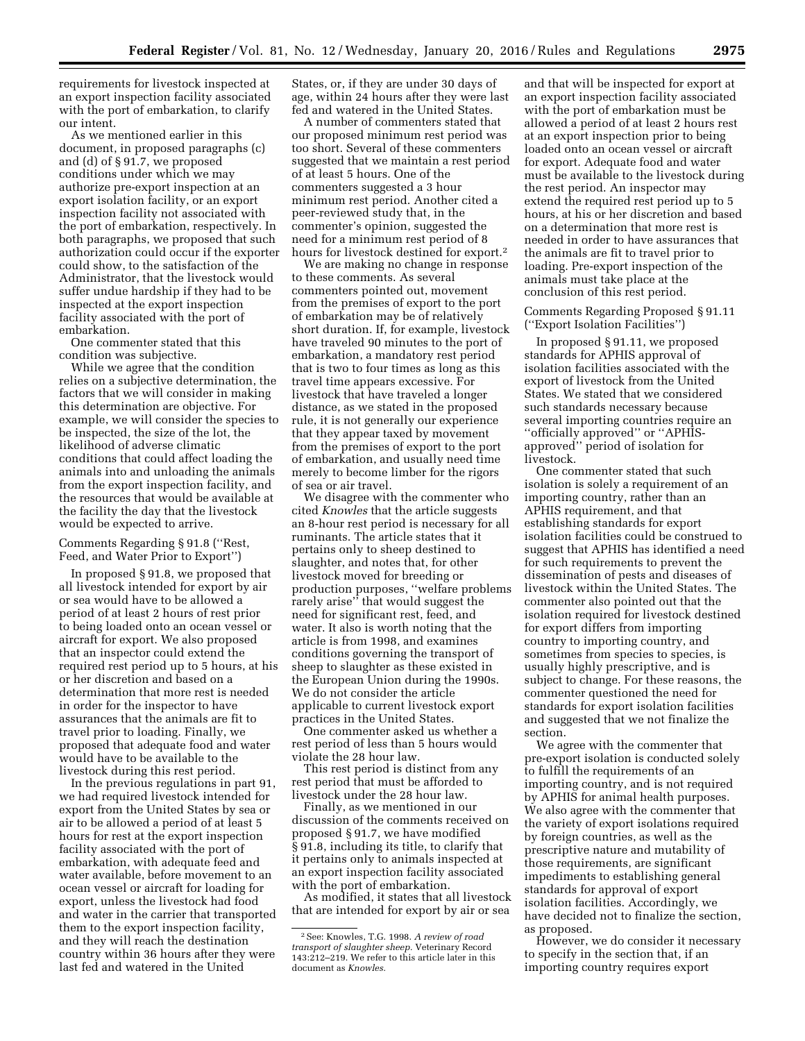requirements for livestock inspected at an export inspection facility associated with the port of embarkation, to clarify our intent.

As we mentioned earlier in this document, in proposed paragraphs (c) and (d) of § 91.7, we proposed conditions under which we may authorize pre-export inspection at an export isolation facility, or an export inspection facility not associated with the port of embarkation, respectively. In both paragraphs, we proposed that such authorization could occur if the exporter could show, to the satisfaction of the Administrator, that the livestock would suffer undue hardship if they had to be inspected at the export inspection facility associated with the port of embarkation.

One commenter stated that this condition was subjective.

While we agree that the condition relies on a subjective determination, the factors that we will consider in making this determination are objective. For example, we will consider the species to be inspected, the size of the lot, the likelihood of adverse climatic conditions that could affect loading the animals into and unloading the animals from the export inspection facility, and the resources that would be available at the facility the day that the livestock would be expected to arrive.

Comments Regarding § 91.8 (''Rest, Feed, and Water Prior to Export'')

In proposed § 91.8, we proposed that all livestock intended for export by air or sea would have to be allowed a period of at least 2 hours of rest prior to being loaded onto an ocean vessel or aircraft for export. We also proposed that an inspector could extend the required rest period up to 5 hours, at his or her discretion and based on a determination that more rest is needed in order for the inspector to have assurances that the animals are fit to travel prior to loading. Finally, we proposed that adequate food and water would have to be available to the livestock during this rest period.

In the previous regulations in part 91, we had required livestock intended for export from the United States by sea or air to be allowed a period of at least 5 hours for rest at the export inspection facility associated with the port of embarkation, with adequate feed and water available, before movement to an ocean vessel or aircraft for loading for export, unless the livestock had food and water in the carrier that transported them to the export inspection facility, and they will reach the destination country within 36 hours after they were last fed and watered in the United States, or, if they are under 30 days of age, within 24 hours after they were last fed and watered in the United States.

A number of commenters stated that our proposed minimum rest period was too short. Several of these commenters suggested that we maintain a rest period of at least 5 hours. One of the commenters suggested a 3 hour minimum rest period. Another cited a peer-reviewed study that, in the commenter's opinion, suggested the need for a minimum rest period of 8 hours for livestock destined for export.[2]

We are making no change in response to these comments. As several commenters pointed out, movement from the premises of export to the port of embarkation may be of relatively short duration. If, for example, livestock have traveled 90 minutes to the port of embarkation, a mandatory rest period that is two to four times as long as this travel time appears excessive. For livestock that have traveled a longer distance, as we stated in the proposed rule, it is not generally our experience that they appear taxed by movement from the premises of export to the port of embarkation, and usually need time merely to become limber for the rigors of sea or air travel.

We disagree with the commenter who cited *Knowles* that the article suggests an 8-hour rest period is necessary for all ruminants. The article states that it pertains only to sheep destined to slaughter, and notes that, for other livestock moved for breeding or production purposes, ''welfare problems rarely arise'' that would suggest the need for significant rest, feed, and water. It also is worth noting that the article is from 1998, and examines conditions governing the transport of sheep to slaughter as these existed in the European Union during the 1990s. We do not consider the article applicable to current livestock export practices in the United States.

One commenter asked us whether a rest period of less than 5 hours would violate the 28 hour law.

This rest period is distinct from any rest period that must be afforded to livestock under the 28 hour law.

Finally, as we mentioned in our discussion of the comments received on proposed § 91.7, we have modified § 91.8, including its title, to clarify that it pertains only to animals inspected at an export inspection facility associated with the port of embarkation.

As modified, it states that all livestock that are intended for export by air or sea and that will be inspected for export at an export inspection facility associated with the port of embarkation must be allowed a period of at least 2 hours rest at an export inspection prior to being loaded onto an ocean vessel or aircraft for export. Adequate food and water must be available to the livestock during the rest period. An inspector may extend the required rest period up to 5 hours, at his or her discretion and based on a determination that more rest is needed in order to have assurances that the animals are fit to travel prior to loading. Pre-export inspection of the animals must take place at the conclusion of this rest period.

Comments Regarding Proposed § 91.11 (''Export Isolation Facilities'')

In proposed § 91.11, we proposed standards for APHIS approval of isolation facilities associated with the export of livestock from the United States. We stated that we considered such standards necessary because several importing countries require an ''officially approved'' or ''APHIS-approved'' period of isolation for livestock.

One commenter stated that such isolation is solely a requirement of an importing country, rather than an APHIS requirement, and that establishing standards for export isolation facilities could be construed to suggest that APHIS has identified a need for such requirements to prevent the dissemination of pests and diseases of livestock within the United States. The commenter also pointed out that the isolation required for livestock destined for export differs from importing country to importing country, and sometimes from species to species, is usually highly prescriptive, and is subject to change. For these reasons, the commenter questioned the need for standards for export isolation facilities and suggested that we not finalize the section.

We agree with the commenter that pre-export isolation is conducted solely to fulfill the requirements of an importing country, and is not required by APHIS for animal health purposes. We also agree with the commenter that the variety of export isolations required by foreign countries, as well as the prescriptive nature and mutability of those requirements, are significant impediments to establishing general standards for approval of export isolation facilities. Accordingly, we have decided not to finalize the section, as proposed.

However, we do consider it necessary to specify in the section that, if an importing country requires export

[2] See: Knowles, T.G. 1998. *A review of road transport of slaughter sheep.* Veterinary Record 143:212–219. We refer to this article later in this document as *Knowles.*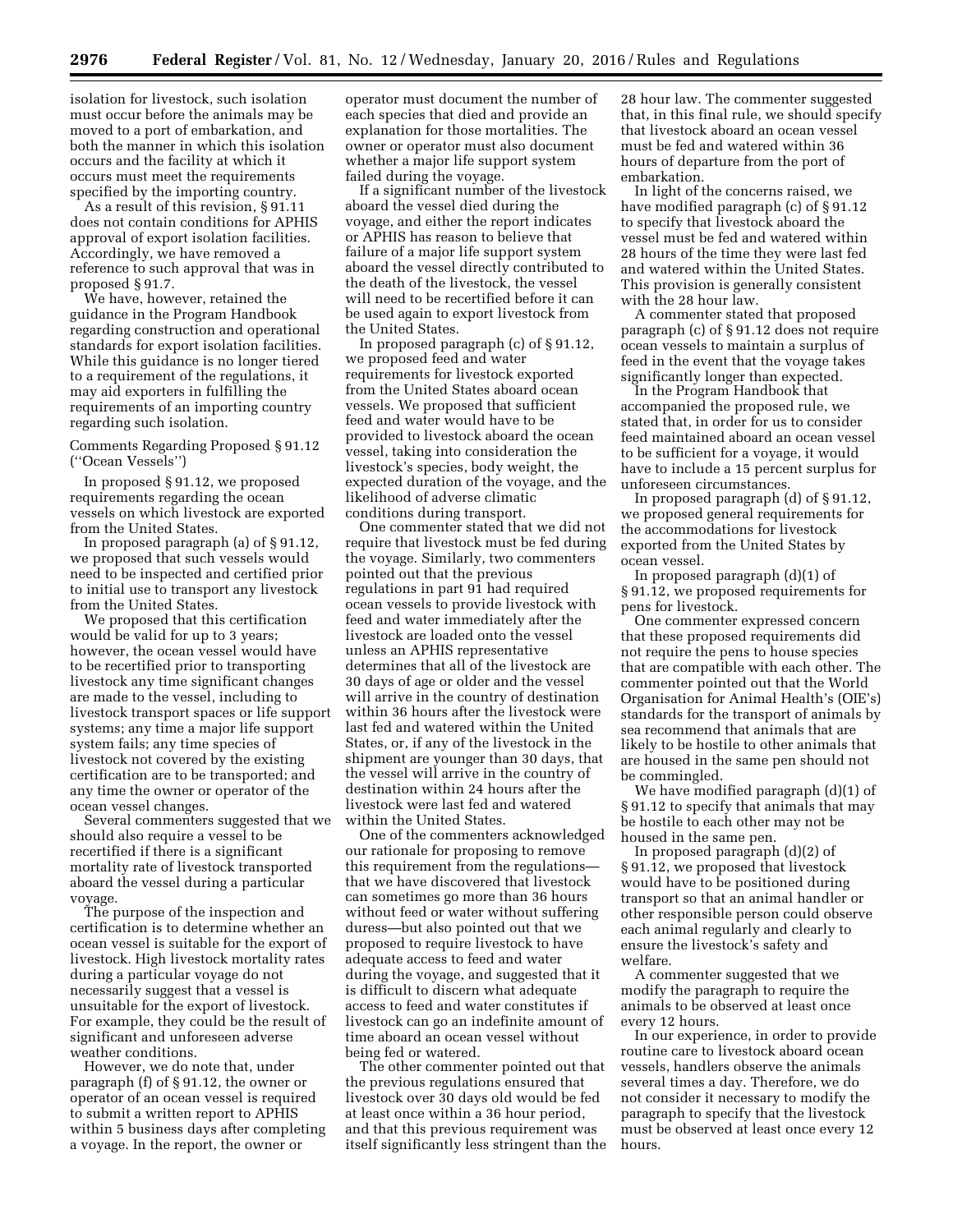isolation for livestock, such isolation must occur before the animals may be moved to a port of embarkation, and both the manner in which this isolation occurs and the facility at which it occurs must meet the requirements specified by the importing country.

As a result of this revision, § 91.11 does not contain conditions for APHIS approval of export isolation facilities. Accordingly, we have removed a reference to such approval that was in proposed § 91.7.

We have, however, retained the guidance in the Program Handbook regarding construction and operational standards for export isolation facilities. While this guidance is no longer tiered to a requirement of the regulations, it may aid exporters in fulfilling the requirements of an importing country regarding such isolation.

Comments Regarding Proposed § 91.12 (''Ocean Vessels'')

In proposed § 91.12, we proposed requirements regarding the ocean vessels on which livestock are exported from the United States.

In proposed paragraph (a) of § 91.12, we proposed that such vessels would need to be inspected and certified prior to initial use to transport any livestock from the United States.

We proposed that this certification would be valid for up to 3 years; however, the ocean vessel would have to be recertified prior to transporting livestock any time significant changes are made to the vessel, including to livestock transport spaces or life support systems; any time a major life support system fails; any time species of livestock not covered by the existing certification are to be transported; and any time the owner or operator of the ocean vessel changes.

Several commenters suggested that we should also require a vessel to be recertified if there is a significant mortality rate of livestock transported aboard the vessel during a particular voyage.

The purpose of the inspection and certification is to determine whether an ocean vessel is suitable for the export of livestock. High livestock mortality rates during a particular voyage do not necessarily suggest that a vessel is unsuitable for the export of livestock. For example, they could be the result of significant and unforeseen adverse weather conditions.

However, we do note that, under paragraph (f) of § 91.12, the owner or operator of an ocean vessel is required to submit a written report to APHIS within 5 business days after completing a voyage. In the report, the owner or operator must document the number of each species that died and provide an explanation for those mortalities. The owner or operator must also document whether a major life support system failed during the voyage.

If a significant number of the livestock aboard the vessel died during the voyage, and either the report indicates or APHIS has reason to believe that failure of a major life support system aboard the vessel directly contributed to the death of the livestock, the vessel will need to be recertified before it can be used again to export livestock from the United States.

In proposed paragraph (c) of § 91.12, we proposed feed and water requirements for livestock exported from the United States aboard ocean vessels. We proposed that sufficient feed and water would have to be provided to livestock aboard the ocean vessel, taking into consideration the livestock's species, body weight, the expected duration of the voyage, and the likelihood of adverse climatic conditions during transport.

One commenter stated that we did not require that livestock must be fed during the voyage. Similarly, two commenters pointed out that the previous regulations in part 91 had required ocean vessels to provide livestock with feed and water immediately after the livestock are loaded onto the vessel unless an APHIS representative determines that all of the livestock are 30 days of age or older and the vessel will arrive in the country of destination within 36 hours after the livestock were last fed and watered within the United States, or, if any of the livestock in the shipment are younger than 30 days, that the vessel will arrive in the country of destination within 24 hours after the livestock were last fed and watered within the United States.

One of the commenters acknowledged our rationale for proposing to remove this requirement from the regulations—that we have discovered that livestock can sometimes go more than 36 hours without feed or water without suffering duress—but also pointed out that we proposed to require livestock to have adequate access to feed and water during the voyage, and suggested that it is difficult to discern what adequate access to feed and water constitutes if livestock can go an indefinite amount of time aboard an ocean vessel without being fed or watered.

The other commenter pointed out that the previous regulations ensured that livestock over 30 days old would be fed at least once within a 36 hour period, and that this previous requirement was itself significantly less stringent than the 28 hour law. The commenter suggested that, in this final rule, we should specify that livestock aboard an ocean vessel must be fed and watered within 36 hours of departure from the port of embarkation.

In light of the concerns raised, we have modified paragraph (c) of § 91.12 to specify that livestock aboard the vessel must be fed and watered within 28 hours of the time they were last fed and watered within the United States. This provision is generally consistent with the 28 hour law.

A commenter stated that proposed paragraph (c) of § 91.12 does not require ocean vessels to maintain a surplus of feed in the event that the voyage takes significantly longer than expected.

In the Program Handbook that accompanied the proposed rule, we stated that, in order for us to consider feed maintained aboard an ocean vessel to be sufficient for a voyage, it would have to include a 15 percent surplus for unforeseen circumstances.

In proposed paragraph (d) of § 91.12, we proposed general requirements for the accommodations for livestock exported from the United States by ocean vessel.

In proposed paragraph (d)(1) of § 91.12, we proposed requirements for pens for livestock.

One commenter expressed concern that these proposed requirements did not require the pens to house species that are compatible with each other. The commenter pointed out that the World Organisation for Animal Health's (OIE's) standards for the transport of animals by sea recommend that animals that are likely to be hostile to other animals that are housed in the same pen should not be commingled.

We have modified paragraph (d)(1) of § 91.12 to specify that animals that may be hostile to each other may not be housed in the same pen.

In proposed paragraph (d)(2) of § 91.12, we proposed that livestock would have to be positioned during transport so that an animal handler or other responsible person could observe each animal regularly and clearly to ensure the livestock's safety and welfare.

A commenter suggested that we modify the paragraph to require the animals to be observed at least once every 12 hours.

In our experience, in order to provide routine care to livestock aboard ocean vessels, handlers observe the animals several times a day. Therefore, we do not consider it necessary to modify the paragraph to specify that the livestock must be observed at least once every 12 hours.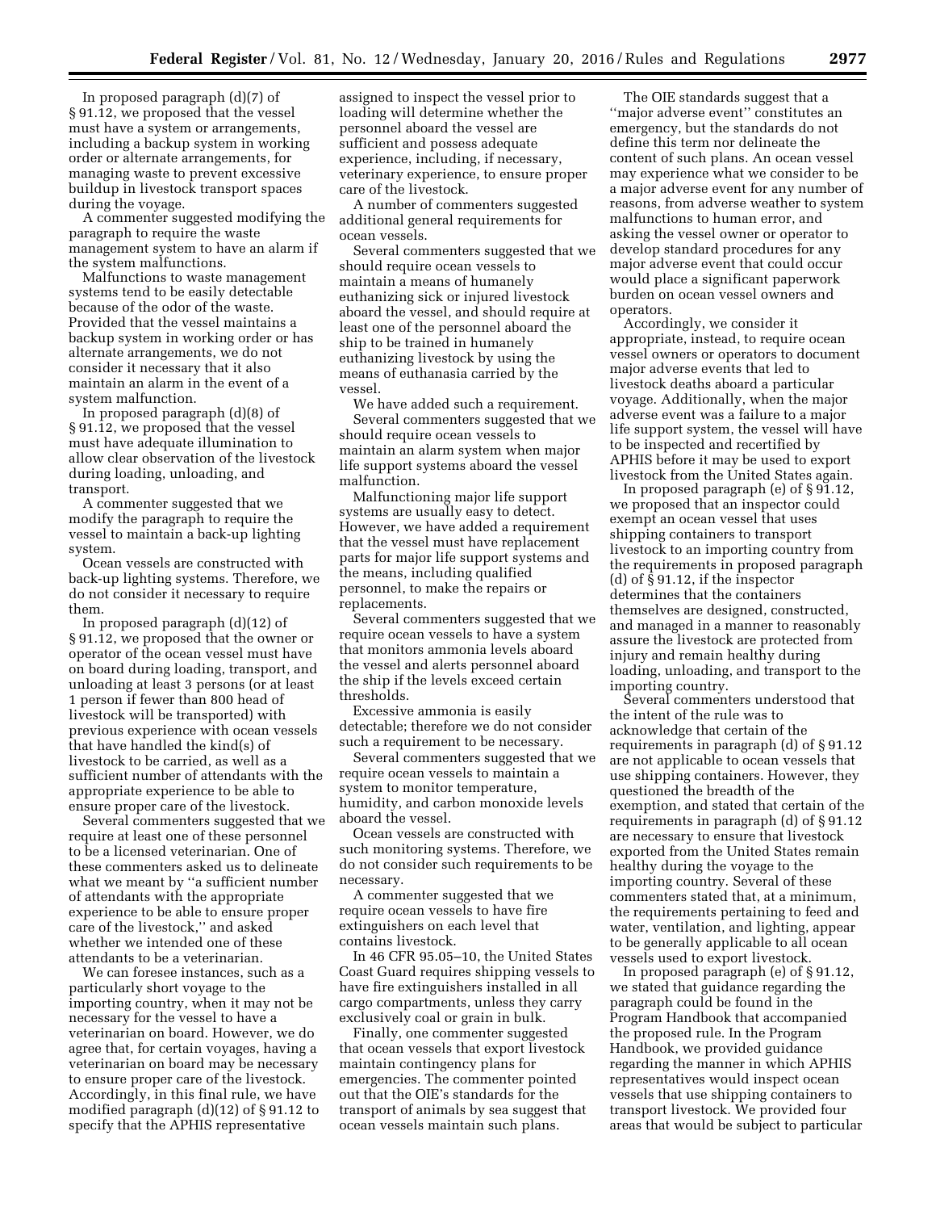In proposed paragraph (d)(7) of § 91.12, we proposed that the vessel must have a system or arrangements, including a backup system in working order or alternate arrangements, for managing waste to prevent excessive buildup in livestock transport spaces during the voyage.

A commenter suggested modifying the paragraph to require the waste management system to have an alarm if the system malfunctions.

Malfunctions to waste management systems tend to be easily detectable because of the odor of the waste. Provided that the vessel maintains a backup system in working order or has alternate arrangements, we do not consider it necessary that it also maintain an alarm in the event of a system malfunction.

In proposed paragraph (d)(8) of § 91.12, we proposed that the vessel must have adequate illumination to allow clear observation of the livestock during loading, unloading, and transport.

A commenter suggested that we modify the paragraph to require the vessel to maintain a back-up lighting system.

Ocean vessels are constructed with back-up lighting systems. Therefore, we do not consider it necessary to require them.

In proposed paragraph (d)(12) of § 91.12, we proposed that the owner or operator of the ocean vessel must have on board during loading, transport, and unloading at least 3 persons (or at least 1 person if fewer than 800 head of livestock will be transported) with previous experience with ocean vessels that have handled the kind(s) of livestock to be carried, as well as a sufficient number of attendants with the appropriate experience to be able to ensure proper care of the livestock.

Several commenters suggested that we require at least one of these personnel to be a licensed veterinarian. One of these commenters asked us to delineate what we meant by "a sufficient number of attendants with the appropriate experience to be able to ensure proper care of the livestock," and asked whether we intended one of these attendants to be a veterinarian.

We can foresee instances, such as a particularly short voyage to the importing country, when it may not be necessary for the vessel to have a veterinarian on board. However, we do agree that, for certain voyages, having a veterinarian on board may be necessary to ensure proper care of the livestock. Accordingly, in this final rule, we have modified paragraph (d)(12) of § 91.12 to specify that the APHIS representative assigned to inspect the vessel prior to loading will determine whether the personnel aboard the vessel are sufficient and possess adequate experience, including, if necessary, veterinary experience, to ensure proper care of the livestock.

A number of commenters suggested additional general requirements for ocean vessels.

Several commenters suggested that we should require ocean vessels to maintain a means of humanely euthanizing sick or injured livestock aboard the vessel, and should require at least one of the personnel aboard the ship to be trained in humanely euthanizing livestock by using the means of euthanasia carried by the vessel.

We have added such a requirement.

Several commenters suggested that we should require ocean vessels to maintain an alarm system when major life support systems aboard the vessel malfunction.

Malfunctioning major life support systems are usually easy to detect. However, we have added a requirement that the vessel must have replacement parts for major life support systems and the means, including qualified personnel, to make the repairs or replacements.

Several commenters suggested that we require ocean vessels to have a system that monitors ammonia levels aboard the vessel and alerts personnel aboard the ship if the levels exceed certain thresholds.

Excessive ammonia is easily detectable; therefore we do not consider such a requirement to be necessary.

Several commenters suggested that we require ocean vessels to maintain a system to monitor temperature, humidity, and carbon monoxide levels aboard the vessel.

Ocean vessels are constructed with such monitoring systems. Therefore, we do not consider such requirements to be necessary.

A commenter suggested that we require ocean vessels to have fire extinguishers on each level that contains livestock.

In 46 CFR 95.05–10, the United States Coast Guard requires shipping vessels to have fire extinguishers installed in all cargo compartments, unless they carry exclusively coal or grain in bulk.

Finally, one commenter suggested that ocean vessels that export livestock maintain contingency plans for emergencies. The commenter pointed out that the OIE's standards for the transport of animals by sea suggest that ocean vessels maintain such plans.

The OIE standards suggest that a "major adverse event" constitutes an emergency, but the standards do not define this term nor delineate the content of such plans. An ocean vessel may experience what we consider to be a major adverse event for any number of reasons, from adverse weather to system malfunctions to human error, and asking the vessel owner or operator to develop standard procedures for any major adverse event that could occur would place a significant paperwork burden on ocean vessel owners and operators.

Accordingly, we consider it appropriate, instead, to require ocean vessel owners or operators to document major adverse events that led to livestock deaths aboard a particular voyage. Additionally, when the major adverse event was a failure to a major life support system, the vessel will have to be inspected and recertified by APHIS before it may be used to export livestock from the United States again.

In proposed paragraph (e) of § 91.12, we proposed that an inspector could exempt an ocean vessel that uses shipping containers to transport livestock to an importing country from the requirements in proposed paragraph (d) of § 91.12, if the inspector determines that the containers themselves are designed, constructed, and managed in a manner to reasonably assure the livestock are protected from injury and remain healthy during loading, unloading, and transport to the importing country.

Several commenters understood that the intent of the rule was to acknowledge that certain of the requirements in paragraph (d) of § 91.12 are not applicable to ocean vessels that use shipping containers. However, they questioned the breadth of the exemption, and stated that certain of the requirements in paragraph (d) of § 91.12 are necessary to ensure that livestock exported from the United States remain healthy during the voyage to the importing country. Several of these commenters stated that, at a minimum, the requirements pertaining to feed and water, ventilation, and lighting, appear to be generally applicable to all ocean vessels used to export livestock.

In proposed paragraph (e) of § 91.12, we stated that guidance regarding the paragraph could be found in the Program Handbook that accompanied the proposed rule. In the Program Handbook, we provided guidance regarding the manner in which APHIS representatives would inspect ocean vessels that use shipping containers to transport livestock. We provided four areas that would be subject to particular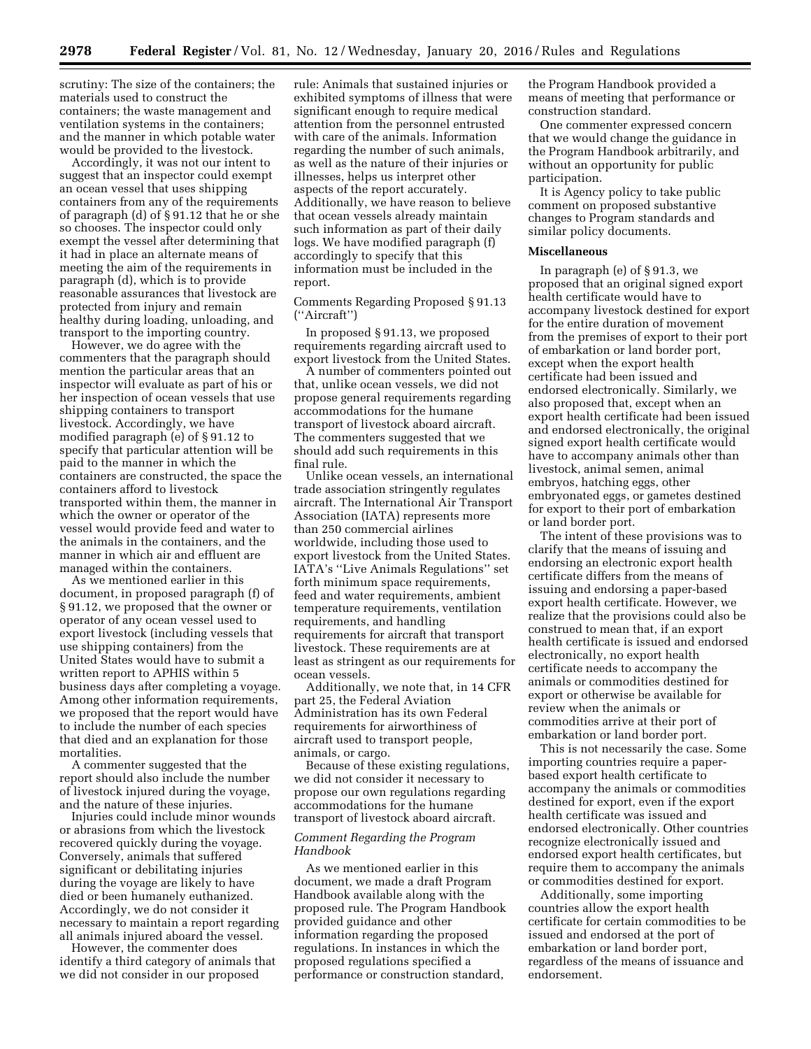scrutiny: The size of the containers; the materials used to construct the containers; the waste management and ventilation systems in the containers; and the manner in which potable water would be provided to the livestock.

Accordingly, it was not our intent to suggest that an inspector could exempt an ocean vessel that uses shipping containers from any of the requirements of paragraph (d) of § 91.12 that he or she so chooses. The inspector could only exempt the vessel after determining that it had in place an alternate means of meeting the aim of the requirements in paragraph (d), which is to provide reasonable assurances that livestock are protected from injury and remain healthy during loading, unloading, and transport to the importing country.

However, we do agree with the commenters that the paragraph should mention the particular areas that an inspector will evaluate as part of his or her inspection of ocean vessels that use shipping containers to transport livestock. Accordingly, we have modified paragraph (e) of § 91.12 to specify that particular attention will be paid to the manner in which the containers are constructed, the space the containers afford to livestock transported within them, the manner in which the owner or operator of the vessel would provide feed and water to the animals in the containers, and the manner in which air and effluent are managed within the containers.

As we mentioned earlier in this document, in proposed paragraph (f) of § 91.12, we proposed that the owner or operator of any ocean vessel used to export livestock (including vessels that use shipping containers) from the United States would have to submit a written report to APHIS within 5 business days after completing a voyage. Among other information requirements, we proposed that the report would have to include the number of each species that died and an explanation for those mortalities.

A commenter suggested that the report should also include the number of livestock injured during the voyage, and the nature of these injuries.

Injuries could include minor wounds or abrasions from which the livestock recovered quickly during the voyage. Conversely, animals that suffered significant or debilitating injuries during the voyage are likely to have died or been humanely euthanized. Accordingly, we do not consider it necessary to maintain a report regarding all animals injured aboard the vessel.

However, the commenter does identify a third category of animals that we did not consider in our proposed rule: Animals that sustained injuries or exhibited symptoms of illness that were significant enough to require medical attention from the personnel entrusted with care of the animals. Information regarding the number of such animals, as well as the nature of their injuries or illnesses, helps us interpret other aspects of the report accurately. Additionally, we have reason to believe that ocean vessels already maintain such information as part of their daily logs. We have modified paragraph (f) accordingly to specify that this information must be included in the report.

Comments Regarding Proposed § 91.13 (''Aircraft'')

In proposed § 91.13, we proposed requirements regarding aircraft used to export livestock from the United States.

A number of commenters pointed out that, unlike ocean vessels, we did not propose general requirements regarding accommodations for the humane transport of livestock aboard aircraft. The commenters suggested that we should add such requirements in this final rule.

Unlike ocean vessels, an international trade association stringently regulates aircraft. The International Air Transport Association (IATA) represents more than 250 commercial airlines worldwide, including those used to export livestock from the United States. IATA's ''Live Animals Regulations'' set forth minimum space requirements, feed and water requirements, ambient temperature requirements, ventilation requirements, and handling requirements for aircraft that transport livestock. These requirements are at least as stringent as our requirements for ocean vessels.

Additionally, we note that, in 14 CFR part 25, the Federal Aviation Administration has its own Federal requirements for airworthiness of aircraft used to transport people, animals, or cargo.

Because of these existing regulations, we did not consider it necessary to propose our own regulations regarding accommodations for the humane transport of livestock aboard aircraft.

*Comment Regarding the Program Handbook*

As we mentioned earlier in this document, we made a draft Program Handbook available along with the proposed rule. The Program Handbook provided guidance and other information regarding the proposed regulations. In instances in which the proposed regulations specified a performance or construction standard, the Program Handbook provided a means of meeting that performance or construction standard.

One commenter expressed concern that we would change the guidance in the Program Handbook arbitrarily, and without an opportunity for public participation.

It is Agency policy to take public comment on proposed substantive changes to Program standards and similar policy documents.

**Miscellaneous**

In paragraph (e) of § 91.3, we proposed that an original signed export health certificate would have to accompany livestock destined for export for the entire duration of movement from the premises of export to their port of embarkation or land border port, except when the export health certificate had been issued and endorsed electronically. Similarly, we also proposed that, except when an export health certificate had been issued and endorsed electronically, the original signed export health certificate would have to accompany animals other than livestock, animal semen, animal embryos, hatching eggs, other embryonated eggs, or gametes destined for export to their port of embarkation or land border port.

The intent of these provisions was to clarify that the means of issuing and endorsing an electronic export health certificate differs from the means of issuing and endorsing a paper-based export health certificate. However, we realize that the provisions could also be construed to mean that, if an export health certificate is issued and endorsed electronically, no export health certificate needs to accompany the animals or commodities destined for export or otherwise be available for review when the animals or commodities arrive at their port of embarkation or land border port.

This is not necessarily the case. Some importing countries require a paper-based export health certificate to accompany the animals or commodities destined for export, even if the export health certificate was issued and endorsed electronically. Other countries recognize electronically issued and endorsed export health certificates, but require them to accompany the animals or commodities destined for export.

Additionally, some importing countries allow the export health certificate for certain commodities to be issued and endorsed at the port of embarkation or land border port, regardless of the means of issuance and endorsement.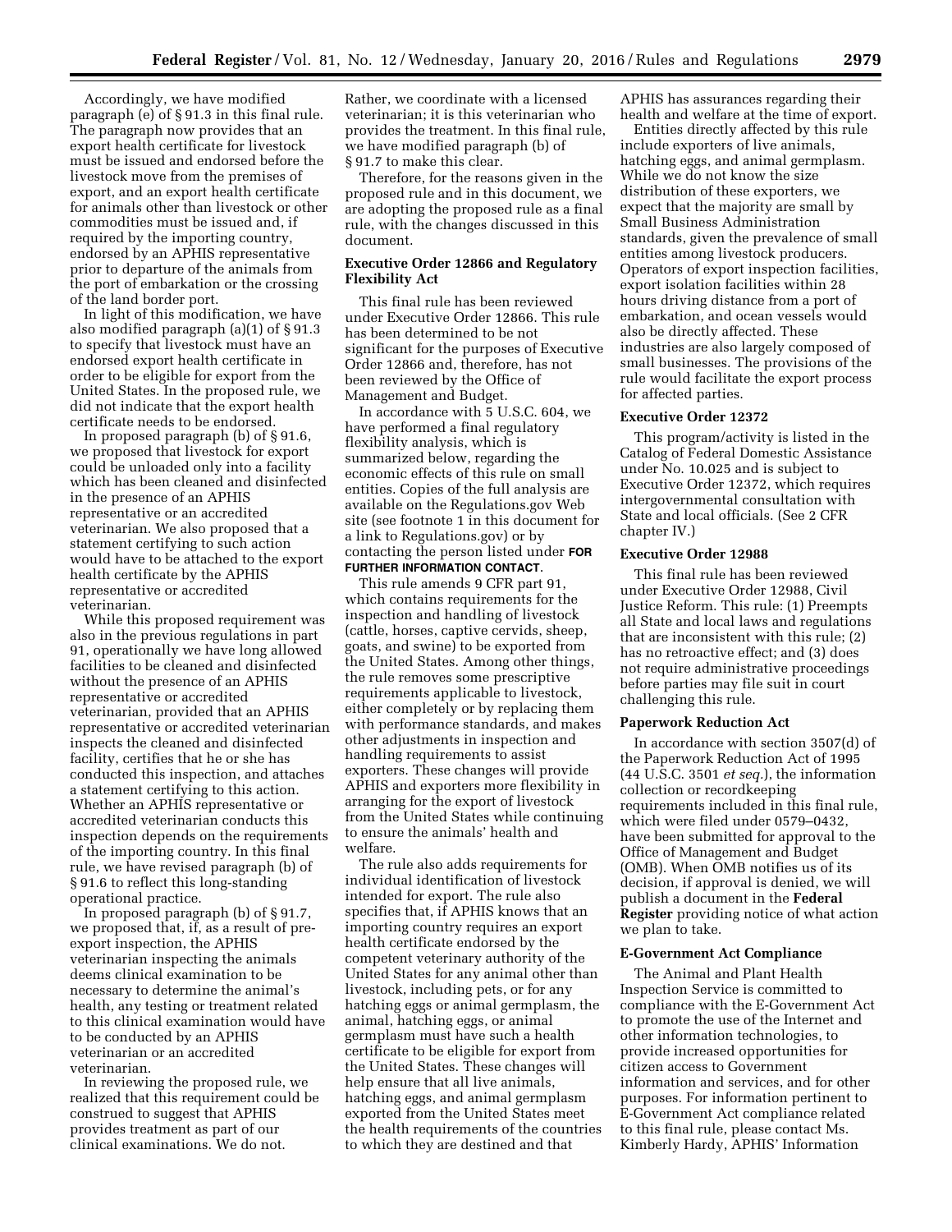Accordingly, we have modified paragraph (e) of § 91.3 in this final rule. The paragraph now provides that an export health certificate for livestock must be issued and endorsed before the livestock move from the premises of export, and an export health certificate for animals other than livestock or other commodities must be issued and, if required by the importing country, endorsed by an APHIS representative prior to departure of the animals from the port of embarkation or the crossing of the land border port.

In light of this modification, we have also modified paragraph (a)(1) of § 91.3 to specify that livestock must have an endorsed export health certificate in order to be eligible for export from the United States. In the proposed rule, we did not indicate that the export health certificate needs to be endorsed.

In proposed paragraph (b) of § 91.6, we proposed that livestock for export could be unloaded only into a facility which has been cleaned and disinfected in the presence of an APHIS representative or an accredited veterinarian. We also proposed that a statement certifying to such action would have to be attached to the export health certificate by the APHIS representative or accredited veterinarian.

While this proposed requirement was also in the previous regulations in part 91, operationally we have long allowed facilities to be cleaned and disinfected without the presence of an APHIS representative or accredited veterinarian, provided that an APHIS representative or accredited veterinarian inspects the cleaned and disinfected facility, certifies that he or she has conducted this inspection, and attaches a statement certifying to this action. Whether an APHIS representative or accredited veterinarian conducts this inspection depends on the requirements of the importing country. In this final rule, we have revised paragraph (b) of § 91.6 to reflect this long-standing operational practice.

In proposed paragraph (b) of § 91.7, we proposed that, if, as a result of pre-export inspection, the APHIS veterinarian inspecting the animals deems clinical examination to be necessary to determine the animal's health, any testing or treatment related to this clinical examination would have to be conducted by an APHIS veterinarian or an accredited veterinarian.

In reviewing the proposed rule, we realized that this requirement could be construed to suggest that APHIS provides treatment as part of our clinical examinations. We do not. Rather, we coordinate with a licensed veterinarian; it is this veterinarian who provides the treatment. In this final rule, we have modified paragraph (b) of § 91.7 to make this clear.

Therefore, for the reasons given in the proposed rule and in this document, we are adopting the proposed rule as a final rule, with the changes discussed in this document.

## Executive Order 12866 and Regulatory Flexibility Act

This final rule has been reviewed under Executive Order 12866. This rule has been determined to be not significant for the purposes of Executive Order 12866 and, therefore, has not been reviewed by the Office of Management and Budget.

In accordance with 5 U.S.C. 604, we have performed a final regulatory flexibility analysis, which is summarized below, regarding the economic effects of this rule on small entities. Copies of the full analysis are available on the Regulations.gov Web site (see footnote 1 in this document for a link to Regulations.gov) or by contacting the person listed under **FOR FURTHER INFORMATION CONTACT**.

This rule amends 9 CFR part 91, which contains requirements for the inspection and handling of livestock (cattle, horses, captive cervids, sheep, goats, and swine) to be exported from the United States. Among other things, the rule removes some prescriptive requirements applicable to livestock, either completely or by replacing them with performance standards, and makes other adjustments in inspection and handling requirements to assist exporters. These changes will provide APHIS and exporters more flexibility in arranging for the export of livestock from the United States while continuing to ensure the animals' health and welfare.

The rule also adds requirements for individual identification of livestock intended for export. The rule also specifies that, if APHIS knows that an importing country requires an export health certificate endorsed by the competent veterinary authority of the United States for any animal other than livestock, including pets, or for any hatching eggs or animal germplasm, the animal, hatching eggs, or animal germplasm must have such a health certificate to be eligible for export from the United States. These changes will help ensure that all live animals, hatching eggs, and animal germplasm exported from the United States meet the health requirements of the countries to which they are destined and that APHIS has assurances regarding their health and welfare at the time of export.

Entities directly affected by this rule include exporters of live animals, hatching eggs, and animal germplasm. While we do not know the size distribution of these exporters, we expect that the majority are small by Small Business Administration standards, given the prevalence of small entities among livestock producers. Operators of export inspection facilities, export isolation facilities within 28 hours driving distance from a port of embarkation, and ocean vessels would also be directly affected. These industries are also largely composed of small businesses. The provisions of the rule would facilitate the export process for affected parties.

## Executive Order 12372

This program/activity is listed in the Catalog of Federal Domestic Assistance under No. 10.025 and is subject to Executive Order 12372, which requires intergovernmental consultation with State and local officials. (See 2 CFR chapter IV.)

## Executive Order 12988

This final rule has been reviewed under Executive Order 12988, Civil Justice Reform. This rule: (1) Preempts all State and local laws and regulations that are inconsistent with this rule; (2) has no retroactive effect; and (3) does not require administrative proceedings before parties may file suit in court challenging this rule.

## Paperwork Reduction Act

In accordance with section 3507(d) of the Paperwork Reduction Act of 1995 (44 U.S.C. 3501 *et seq.*), the information collection or recordkeeping requirements included in this final rule, which were filed under 0579–0432, have been submitted for approval to the Office of Management and Budget (OMB). When OMB notifies us of its decision, if approval is denied, we will publish a document in the **Federal Register** providing notice of what action we plan to take.

## E-Government Act Compliance

The Animal and Plant Health Inspection Service is committed to compliance with the E-Government Act to promote the use of the Internet and other information technologies, to provide increased opportunities for citizen access to Government information and services, and for other purposes. For information pertinent to E-Government Act compliance related to this final rule, please contact Ms. Kimberly Hardy, APHIS' Information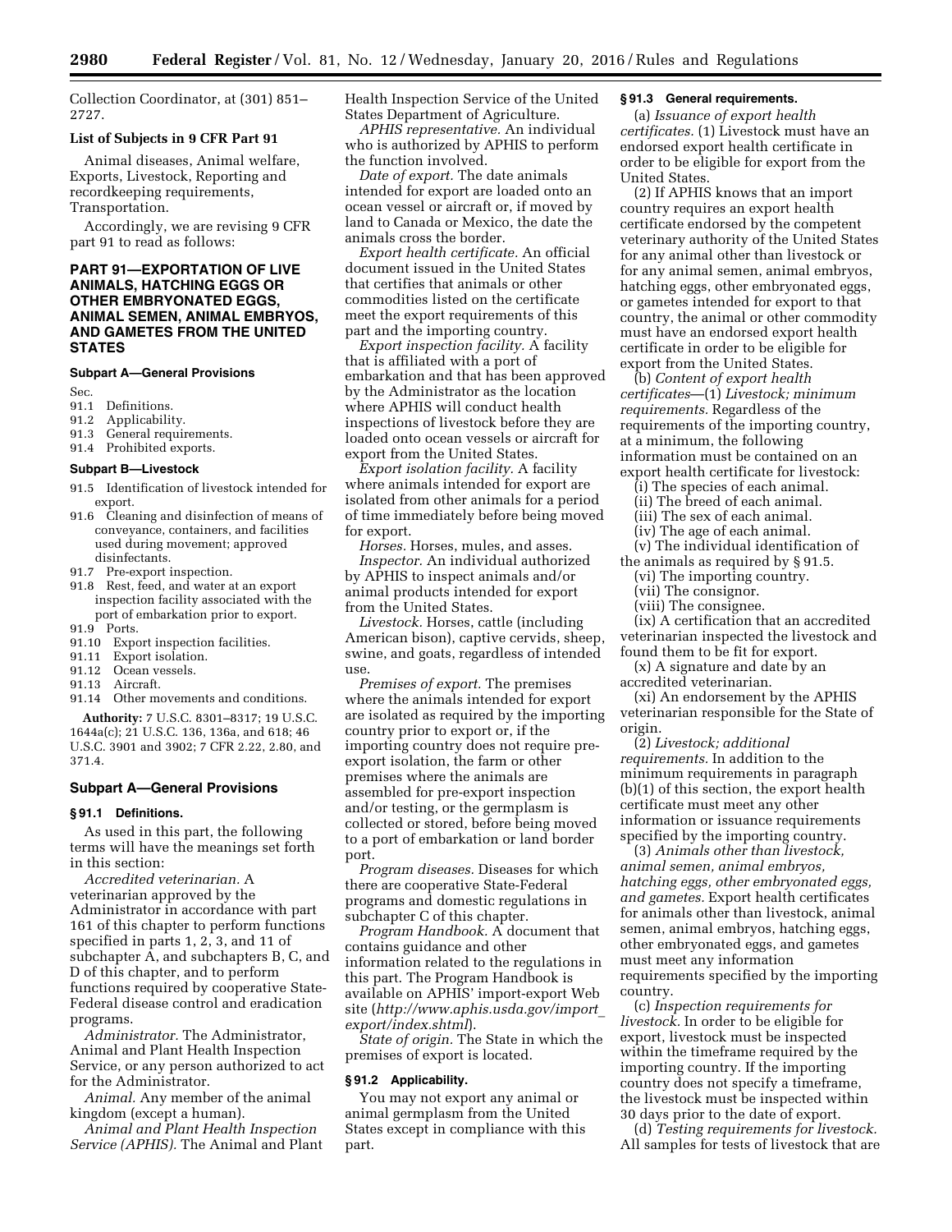Collection Coordinator, at (301) 851–2727.

**List of Subjects in 9 CFR Part 91**

Animal diseases, Animal welfare, Exports, Livestock, Reporting and recordkeeping requirements, Transportation.

Accordingly, we are revising 9 CFR part 91 to read as follows:

## PART 91—EXPORTATION OF LIVE ANIMALS, HATCHING EGGS OR OTHER EMBRYONATED EGGS, ANIMAL SEMEN, ANIMAL EMBRYOS, AND GAMETES FROM THE UNITED STATES

### Subpart A—General Provisions

Sec.
91.1 Definitions.
91.2 Applicability.
91.3 General requirements.
91.4 Prohibited exports.

### Subpart B—Livestock

91.5 Identification of livestock intended for export.
91.6 Cleaning and disinfection of means of conveyance, containers, and facilities used during movement; approved disinfectants.
91.7 Pre-export inspection.
91.8 Rest, feed, and water at an export inspection facility associated with the port of embarkation prior to export.
91.9 Ports.
91.10 Export inspection facilities.
91.11 Export isolation.
91.12 Ocean vessels.
91.13 Aircraft.
91.14 Other movements and conditions.

**Authority:** 7 U.S.C. 8301–8317; 19 U.S.C. 1644a(c); 21 U.S.C. 136, 136a, and 618; 46 U.S.C. 3901 and 3902; 7 CFR 2.22, 2.80, and 371.4.

### Subpart A—General Provisions

#### § 91.1 Definitions.

As used in this part, the following terms will have the meanings set forth in this section:

*Accredited veterinarian.* A veterinarian approved by the Administrator in accordance with part 161 of this chapter to perform functions specified in parts 1, 2, 3, and 11 of subchapter A, and subchapters B, C, and D of this chapter, and to perform functions required by cooperative State-Federal disease control and eradication programs.

*Administrator.* The Administrator, Animal and Plant Health Inspection Service, or any person authorized to act for the Administrator.

*Animal.* Any member of the animal kingdom (except a human).

*Animal and Plant Health Inspection Service (APHIS).* The Animal and Plant Health Inspection Service of the United States Department of Agriculture.

*APHIS representative.* An individual who is authorized by APHIS to perform the function involved.

*Date of export.* The date animals intended for export are loaded onto an ocean vessel or aircraft or, if moved by land to Canada or Mexico, the date the animals cross the border.

*Export health certificate.* An official document issued in the United States that certifies that animals or other commodities listed on the certificate meet the export requirements of this part and the importing country.

*Export inspection facility.* A facility that is affiliated with a port of embarkation and that has been approved by the Administrator as the location where APHIS will conduct health inspections of livestock before they are loaded onto ocean vessels or aircraft for export from the United States.

*Export isolation facility.* A facility where animals intended for export are isolated from other animals for a period of time immediately before being moved for export.

*Horses.* Horses, mules, and asses.

*Inspector.* An individual authorized by APHIS to inspect animals and/or animal products intended for export from the United States.

*Livestock.* Horses, cattle (including American bison), captive cervids, sheep, swine, and goats, regardless of intended use.

*Premises of export.* The premises where the animals intended for export are isolated as required by the importing country prior to export or, if the importing country does not require pre-export isolation, the farm or other premises where the animals are assembled for pre-export inspection and/or testing, or the germplasm is collected or stored, before being moved to a port of embarkation or land border port.

*Program diseases.* Diseases for which there are cooperative State-Federal programs and domestic regulations in subchapter C of this chapter.

*Program Handbook.* A document that contains guidance and other information related to the regulations in this part. The Program Handbook is available on APHIS' import-export Web site (*http://www.aphis.usda.gov/import_export/index.shtml*).

*State of origin.* The State in which the premises of export is located.

#### § 91.2 Applicability.

You may not export any animal or animal germplasm from the United States except in compliance with this part.

#### § 91.3 General requirements.

(a) *Issuance of export health certificates.* (1) Livestock must have an endorsed export health certificate in order to be eligible for export from the United States.

(2) If APHIS knows that an import country requires an export health certificate endorsed by the competent veterinary authority of the United States for any animal other than livestock or for any animal semen, animal embryos, hatching eggs, other embryonated eggs, or gametes intended for export to that country, the animal or other commodity must have an endorsed export health certificate in order to be eligible for export from the United States.

(b) *Content of export health certificates*—(1) *Livestock; minimum requirements.* Regardless of the requirements of the importing country, at a minimum, the following information must be contained on an export health certificate for livestock:

(i) The species of each animal.

(ii) The breed of each animal.

(iii) The sex of each animal.

(iv) The age of each animal.

(v) The individual identification of the animals as required by § 91.5.

(vi) The importing country.

(vii) The consignor.

(viii) The consignee.

(ix) A certification that an accredited veterinarian inspected the livestock and found them to be fit for export.

(x) A signature and date by an accredited veterinarian.

(xi) An endorsement by the APHIS veterinarian responsible for the State of origin.

(2) *Livestock; additional requirements.* In addition to the minimum requirements in paragraph (b)(1) of this section, the export health certificate must meet any other information or issuance requirements specified by the importing country.

(3) *Animals other than livestock, animal semen, animal embryos, hatching eggs, other embryonated eggs, and gametes.* Export health certificates for animals other than livestock, animal semen, animal embryos, hatching eggs, other embryonated eggs, and gametes must meet any information requirements specified by the importing country.

(c) *Inspection requirements for livestock.* In order to be eligible for export, livestock must be inspected within the timeframe required by the importing country. If the importing country does not specify a timeframe, the livestock must be inspected within 30 days prior to the date of export.

(d) *Testing requirements for livestock.* All samples for tests of livestock that are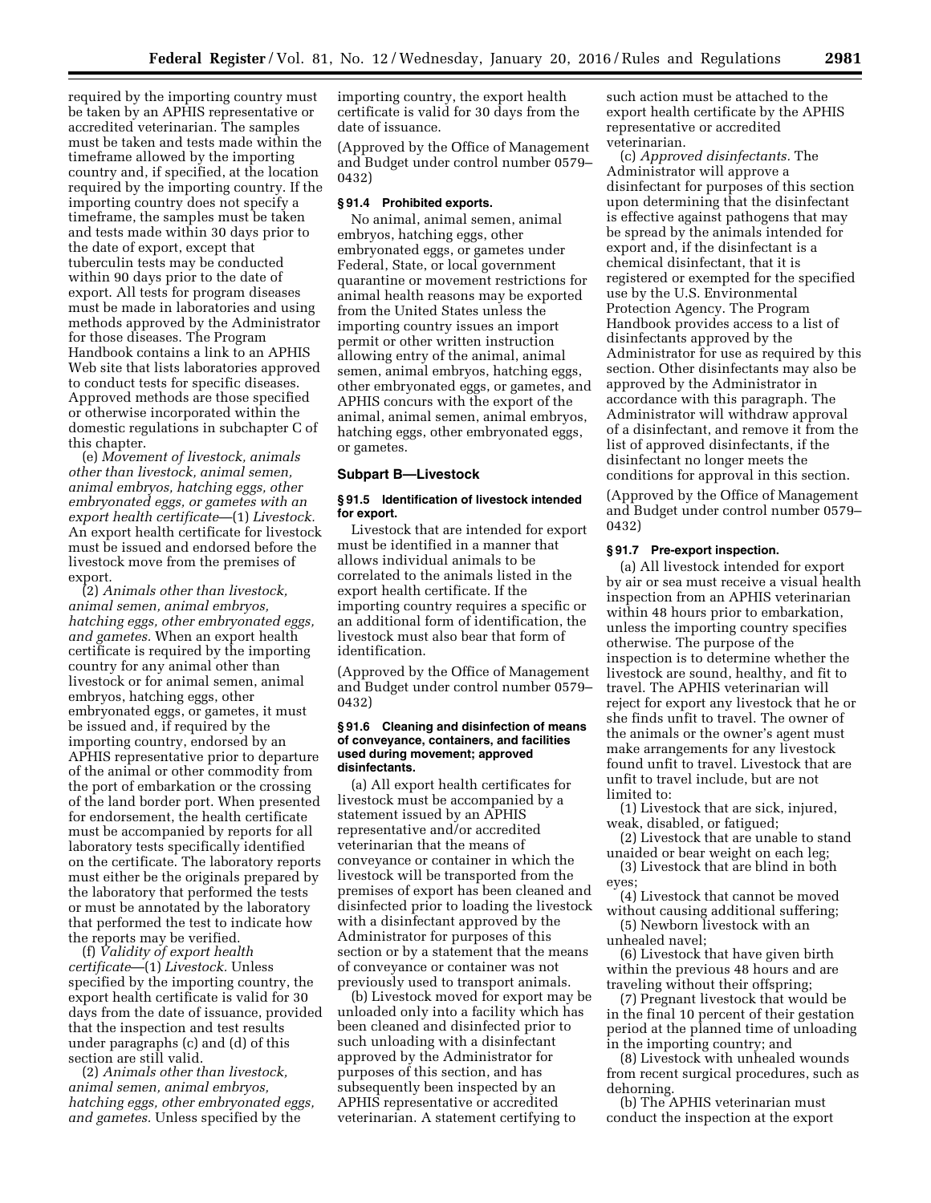required by the importing country must be taken by an APHIS representative or accredited veterinarian. The samples must be taken and tests made within the timeframe allowed by the importing country and, if specified, at the location required by the importing country. If the importing country does not specify a timeframe, the samples must be taken and tests made within 30 days prior to the date of export, except that tuberculin tests may be conducted within 90 days prior to the date of export. All tests for program diseases must be made in laboratories and using methods approved by the Administrator for those diseases. The Program Handbook contains a link to an APHIS Web site that lists laboratories approved to conduct tests for specific diseases. Approved methods are those specified or otherwise incorporated within the domestic regulations in subchapter C of this chapter.

(e) *Movement of livestock, animals other than livestock, animal semen, animal embryos, hatching eggs, other embryonated eggs, or gametes with an export health certificate*—(1) *Livestock.* An export health certificate for livestock must be issued and endorsed before the livestock move from the premises of export.

(2) *Animals other than livestock, animal semen, animal embryos, hatching eggs, other embryonated eggs, and gametes.* When an export health certificate is required by the importing country for any animal other than livestock or for animal semen, animal embryos, hatching eggs, other embryonated eggs, or gametes, it must be issued and, if required by the importing country, endorsed by an APHIS representative prior to departure of the animal or other commodity from the port of embarkation or the crossing of the land border port. When presented for endorsement, the health certificate must be accompanied by reports for all laboratory tests specifically identified on the certificate. The laboratory reports must either be the originals prepared by the laboratory that performed the tests or must be annotated by the laboratory that performed the test to indicate how the reports may be verified.

(f) *Validity of export health certificate*—(1) *Livestock.* Unless specified by the importing country, the export health certificate is valid for 30 days from the date of issuance, provided that the inspection and test results under paragraphs (c) and (d) of this section are still valid.

(2) *Animals other than livestock, animal semen, animal embryos, hatching eggs, other embryonated eggs, and gametes.* Unless specified by the importing country, the export health certificate is valid for 30 days from the date of issuance.

(Approved by the Office of Management and Budget under control number 0579–0432)

### § 91.4 Prohibited exports.

No animal, animal semen, animal embryos, hatching eggs, other embryonated eggs, or gametes under Federal, State, or local government quarantine or movement restrictions for animal health reasons may be exported from the United States unless the importing country issues an import permit or other written instruction allowing entry of the animal, animal semen, animal embryos, hatching eggs, other embryonated eggs, or gametes, and APHIS concurs with the export of the animal, animal semen, animal embryos, hatching eggs, other embryonated eggs, or gametes.

## Subpart B—Livestock

### § 91.5 Identification of livestock intended for export.

Livestock that are intended for export must be identified in a manner that allows individual animals to be correlated to the animals listed in the export health certificate. If the importing country requires a specific or an additional form of identification, the livestock must also bear that form of identification.

(Approved by the Office of Management and Budget under control number 0579–0432)

### § 91.6 Cleaning and disinfection of means of conveyance, containers, and facilities used during movement; approved disinfectants.

(a) All export health certificates for livestock must be accompanied by a statement issued by an APHIS representative and/or accredited veterinarian that the means of conveyance or container in which the livestock will be transported from the premises of export has been cleaned and disinfected prior to loading the livestock with a disinfectant approved by the Administrator for purposes of this section or by a statement that the means of conveyance or container was not previously used to transport animals.

(b) Livestock moved for export may be unloaded only into a facility which has been cleaned and disinfected prior to such unloading with a disinfectant approved by the Administrator for purposes of this section, and has subsequently been inspected by an APHIS representative or accredited veterinarian. A statement certifying to such action must be attached to the export health certificate by the APHIS representative or accredited veterinarian.

(c) *Approved disinfectants.* The Administrator will approve a disinfectant for purposes of this section upon determining that the disinfectant is effective against pathogens that may be spread by the animals intended for export and, if the disinfectant is a chemical disinfectant, that it is registered or exempted for the specified use by the U.S. Environmental Protection Agency. The Program Handbook provides access to a list of disinfectants approved by the Administrator for use as required by this section. Other disinfectants may also be approved by the Administrator in accordance with this paragraph. The Administrator will withdraw approval of a disinfectant, and remove it from the list of approved disinfectants, if the disinfectant no longer meets the conditions for approval in this section.

(Approved by the Office of Management and Budget under control number 0579–0432)

### § 91.7 Pre-export inspection.

(a) All livestock intended for export by air or sea must receive a visual health inspection from an APHIS veterinarian within 48 hours prior to embarkation, unless the importing country specifies otherwise. The purpose of the inspection is to determine whether the livestock are sound, healthy, and fit to travel. The APHIS veterinarian will reject for export any livestock that he or she finds unfit to travel. The owner of the animals or the owner's agent must make arrangements for any livestock found unfit to travel. Livestock that are unfit to travel include, but are not limited to:

(1) Livestock that are sick, injured, weak, disabled, or fatigued;

(2) Livestock that are unable to stand unaided or bear weight on each leg;

(3) Livestock that are blind in both eyes;

(4) Livestock that cannot be moved without causing additional suffering;

(5) Newborn livestock with an unhealed navel;

(6) Livestock that have given birth within the previous 48 hours and are traveling without their offspring;

(7) Pregnant livestock that would be in the final 10 percent of their gestation period at the planned time of unloading in the importing country; and

(8) Livestock with unhealed wounds from recent surgical procedures, such as dehorning.

(b) The APHIS veterinarian must conduct the inspection at the export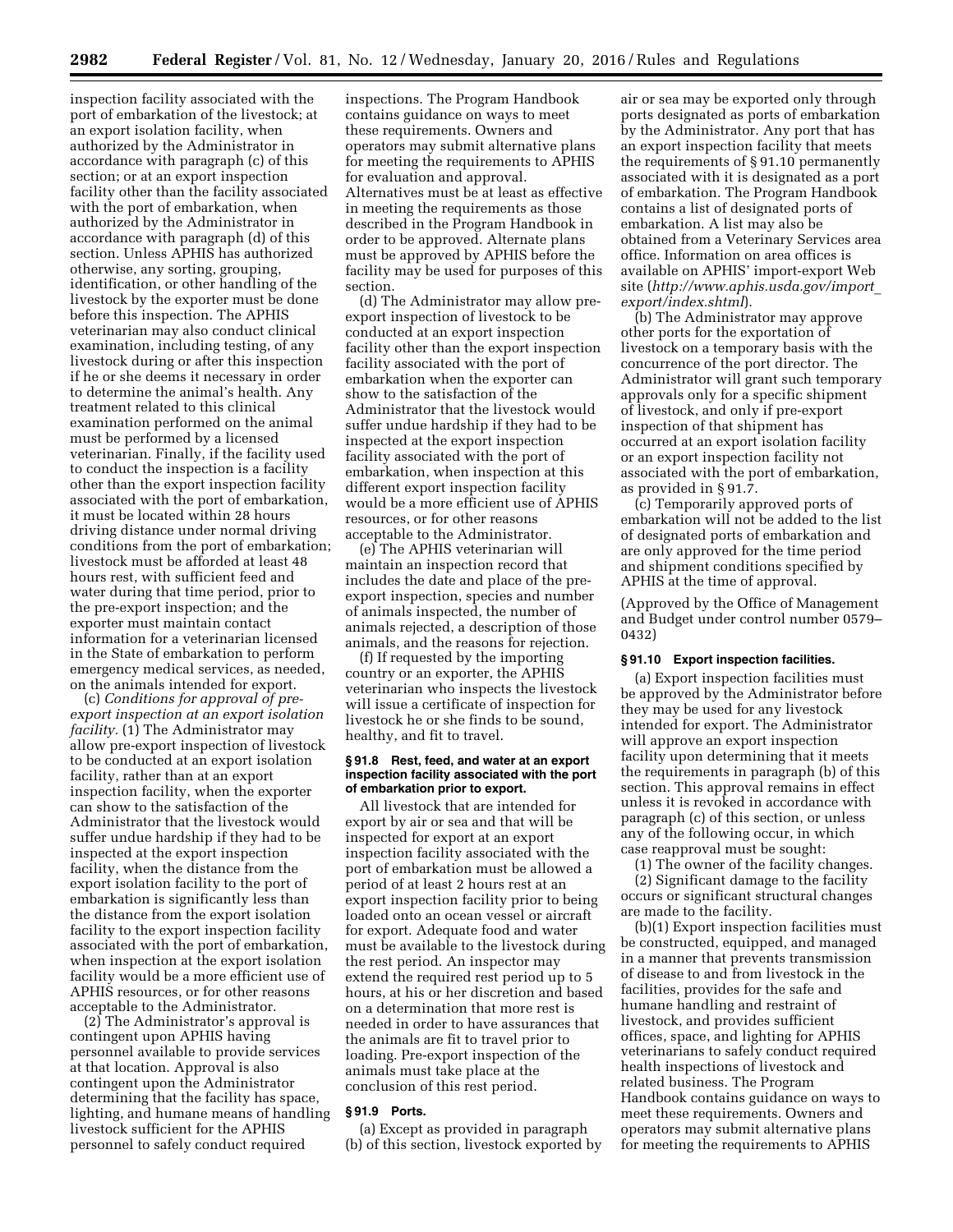inspection facility associated with the port of embarkation of the livestock; at an export isolation facility, when authorized by the Administrator in accordance with paragraph (c) of this section; or at an export inspection facility other than the facility associated with the port of embarkation, when authorized by the Administrator in accordance with paragraph (d) of this section. Unless APHIS has authorized otherwise, any sorting, grouping, identification, or other handling of the livestock by the exporter must be done before this inspection. The APHIS veterinarian may also conduct clinical examination, including testing, of any livestock during or after this inspection if he or she deems it necessary in order to determine the animal's health. Any treatment related to this clinical examination performed on the animal must be performed by a licensed veterinarian. Finally, if the facility used to conduct the inspection is a facility other than the export inspection facility associated with the port of embarkation, it must be located within 28 hours driving distance under normal driving conditions from the port of embarkation; livestock must be afforded at least 48 hours rest, with sufficient feed and water during that time period, prior to the pre-export inspection; and the exporter must maintain contact information for a veterinarian licensed in the State of embarkation to perform emergency medical services, as needed, on the animals intended for export.

(c) *Conditions for approval of pre-export inspection at an export isolation facility.* (1) The Administrator may allow pre-export inspection of livestock to be conducted at an export isolation facility, rather than at an export inspection facility, when the exporter can show to the satisfaction of the Administrator that the livestock would suffer undue hardship if they had to be inspected at the export inspection facility, when the distance from the export isolation facility to the port of embarkation is significantly less than the distance from the export isolation facility to the export inspection facility associated with the port of embarkation, when inspection at the export isolation facility would be a more efficient use of APHIS resources, or for other reasons acceptable to the Administrator.

(2) The Administrator's approval is contingent upon APHIS having personnel available to provide services at that location. Approval is also contingent upon the Administrator determining that the facility has space, lighting, and humane means of handling livestock sufficient for the APHIS personnel to safely conduct required inspections. The Program Handbook contains guidance on ways to meet these requirements. Owners and operators may submit alternative plans for meeting the requirements to APHIS for evaluation and approval. Alternatives must be at least as effective in meeting the requirements as those described in the Program Handbook in order to be approved. Alternate plans must be approved by APHIS before the facility may be used for purposes of this section.

(d) The Administrator may allow pre-export inspection of livestock to be conducted at an export inspection facility other than the export inspection facility associated with the port of embarkation when the exporter can show to the satisfaction of the Administrator that the livestock would suffer undue hardship if they had to be inspected at the export inspection facility associated with the port of embarkation, when inspection at this different export inspection facility would be a more efficient use of APHIS resources, or for other reasons acceptable to the Administrator.

(e) The APHIS veterinarian will maintain an inspection record that includes the date and place of the pre-export inspection, species and number of animals inspected, the number of animals rejected, a description of those animals, and the reasons for rejection.

(f) If requested by the importing country or an exporter, the APHIS veterinarian who inspects the livestock will issue a certificate of inspection for livestock he or she finds to be sound, healthy, and fit to travel.

### § 91.8 Rest, feed, and water at an export inspection facility associated with the port of embarkation prior to export.

All livestock that are intended for export by air or sea and that will be inspected for export at an export inspection facility associated with the port of embarkation must be allowed a period of at least 2 hours rest at an export inspection facility prior to being loaded onto an ocean vessel or aircraft for export. Adequate food and water must be available to the livestock during the rest period. An inspector may extend the required rest period up to 5 hours, at his or her discretion and based on a determination that more rest is needed in order to have assurances that the animals are fit to travel prior to loading. Pre-export inspection of the animals must take place at the conclusion of this rest period.

### § 91.9 Ports.

(a) Except as provided in paragraph (b) of this section, livestock exported by air or sea may be exported only through ports designated as ports of embarkation by the Administrator. Any port that has an export inspection facility that meets the requirements of § 91.10 permanently associated with it is designated as a port of embarkation. The Program Handbook contains a list of designated ports of embarkation. A list may also be obtained from a Veterinary Services area office. Information on area offices is available on APHIS' import-export Web site (*http://www.aphis.usda.gov/import_export/index.shtml*).

(b) The Administrator may approve other ports for the exportation of livestock on a temporary basis with the concurrence of the port director. The Administrator will grant such temporary approvals only for a specific shipment of livestock, and only if pre-export inspection of that shipment has occurred at an export isolation facility or an export inspection facility not associated with the port of embarkation, as provided in § 91.7.

(c) Temporarily approved ports of embarkation will not be added to the list of designated ports of embarkation and are only approved for the time period and shipment conditions specified by APHIS at the time of approval.

(Approved by the Office of Management and Budget under control number 0579–0432)

### § 91.10 Export inspection facilities.

(a) Export inspection facilities must be approved by the Administrator before they may be used for any livestock intended for export. The Administrator will approve an export inspection facility upon determining that it meets the requirements in paragraph (b) of this section. This approval remains in effect unless it is revoked in accordance with paragraph (c) of this section, or unless any of the following occur, in which case reapproval must be sought:

(1) The owner of the facility changes.

(2) Significant damage to the facility occurs or significant structural changes are made to the facility.

(b)(1) Export inspection facilities must be constructed, equipped, and managed in a manner that prevents transmission of disease to and from livestock in the facilities, provides for the safe and humane handling and restraint of livestock, and provides sufficient offices, space, and lighting for APHIS veterinarians to safely conduct required health inspections of livestock and related business. The Program Handbook contains guidance on ways to meet these requirements. Owners and operators may submit alternative plans for meeting the requirements to APHIS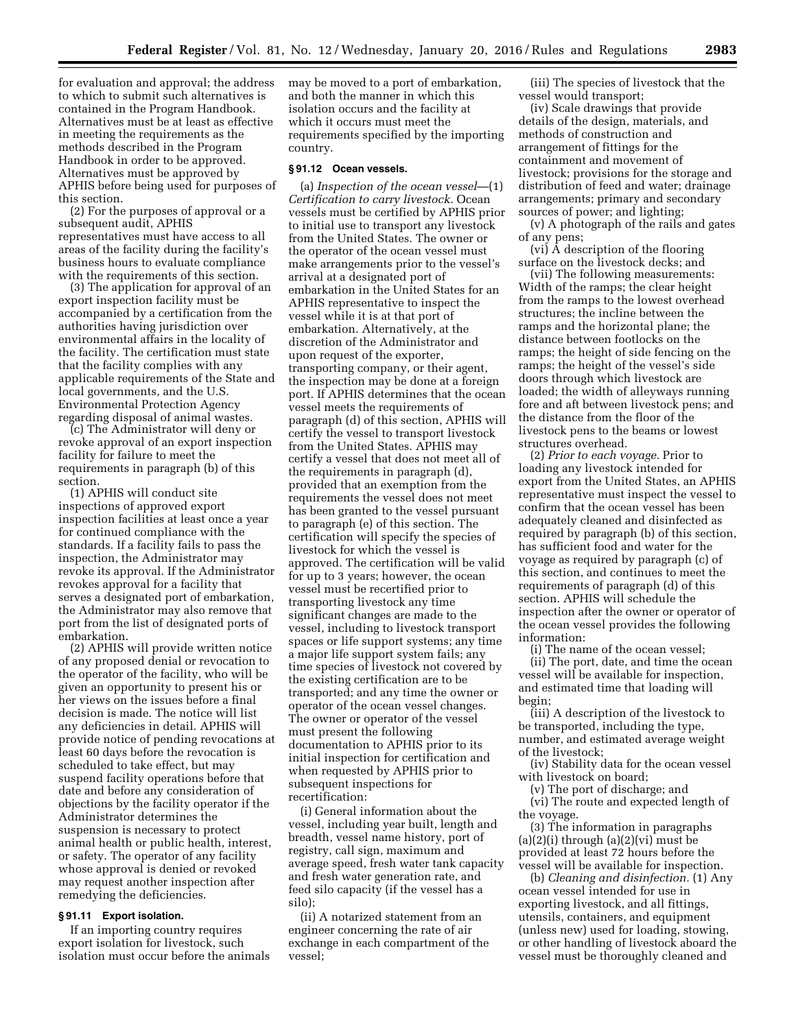for evaluation and approval; the address to which to submit such alternatives is contained in the Program Handbook. Alternatives must be at least as effective in meeting the requirements as the methods described in the Program Handbook in order to be approved. Alternatives must be approved by APHIS before being used for purposes of this section.

(2) For the purposes of approval or a subsequent audit, APHIS representatives must have access to all areas of the facility during the facility's business hours to evaluate compliance with the requirements of this section.

(3) The application for approval of an export inspection facility must be accompanied by a certification from the authorities having jurisdiction over environmental affairs in the locality of the facility. The certification must state that the facility complies with any applicable requirements of the State and local governments, and the U.S. Environmental Protection Agency regarding disposal of animal wastes.

(c) The Administrator will deny or revoke approval of an export inspection facility for failure to meet the requirements in paragraph (b) of this section.

(1) APHIS will conduct site inspections of approved export inspection facilities at least once a year for continued compliance with the standards. If a facility fails to pass the inspection, the Administrator may revoke its approval. If the Administrator revokes approval for a facility that serves a designated port of embarkation, the Administrator may also remove that port from the list of designated ports of embarkation.

(2) APHIS will provide written notice of any proposed denial or revocation to the operator of the facility, who will be given an opportunity to present his or her views on the issues before a final decision is made. The notice will list any deficiencies in detail. APHIS will provide notice of pending revocations at least 60 days before the revocation is scheduled to take effect, but may suspend facility operations before that date and before any consideration of objections by the facility operator if the Administrator determines the suspension is necessary to protect animal health or public health, interest, or safety. The operator of any facility whose approval is denied or revoked may request another inspection after remedying the deficiencies.

### § 91.11 Export isolation.

If an importing country requires export isolation for livestock, such isolation must occur before the animals may be moved to a port of embarkation, and both the manner in which this isolation occurs and the facility at which it occurs must meet the requirements specified by the importing country.

### § 91.12 Ocean vessels.

(a) *Inspection of the ocean vessel*—(1) *Certification to carry livestock.* Ocean vessels must be certified by APHIS prior to initial use to transport any livestock from the United States. The owner or the operator of the ocean vessel must make arrangements prior to the vessel's arrival at a designated port of embarkation in the United States for an APHIS representative to inspect the vessel while it is at that port of embarkation. Alternatively, at the discretion of the Administrator and upon request of the exporter, transporting company, or their agent, the inspection may be done at a foreign port. If APHIS determines that the ocean vessel meets the requirements of paragraph (d) of this section, APHIS will certify the vessel to transport livestock from the United States. APHIS may certify a vessel that does not meet all of the requirements in paragraph (d), provided that an exemption from the requirements the vessel does not meet has been granted to the vessel pursuant to paragraph (e) of this section. The certification will specify the species of livestock for which the vessel is approved. The certification will be valid for up to 3 years; however, the ocean vessel must be recertified prior to transporting livestock any time significant changes are made to the vessel, including to livestock transport spaces or life support systems; any time a major life support system fails; any time species of livestock not covered by the existing certification are to be transported; and any time the owner or operator of the ocean vessel changes. The owner or operator of the vessel must present the following documentation to APHIS prior to its initial inspection for certification and when requested by APHIS prior to subsequent inspections for recertification:

(i) General information about the vessel, including year built, length and breadth, vessel name history, port of registry, call sign, maximum and average speed, fresh water tank capacity and fresh water generation rate, and feed silo capacity (if the vessel has a silo);

(ii) A notarized statement from an engineer concerning the rate of air exchange in each compartment of the vessel;

(iii) The species of livestock that the vessel would transport;

(iv) Scale drawings that provide details of the design, materials, and methods of construction and arrangement of fittings for the containment and movement of livestock; provisions for the storage and distribution of feed and water; drainage arrangements; primary and secondary sources of power; and lighting;

(v) A photograph of the rails and gates of any pens;

(vi) A description of the flooring surface on the livestock decks; and

(vii) The following measurements: Width of the ramps; the clear height from the ramps to the lowest overhead structures; the incline between the ramps and the horizontal plane; the distance between footlocks on the ramps; the height of side fencing on the ramps; the height of the vessel's side doors through which livestock are loaded; the width of alleyways running fore and aft between livestock pens; and the distance from the floor of the livestock pens to the beams or lowest structures overhead.

(2) *Prior to each voyage.* Prior to loading any livestock intended for export from the United States, an APHIS representative must inspect the vessel to confirm that the ocean vessel has been adequately cleaned and disinfected as required by paragraph (b) of this section, has sufficient food and water for the voyage as required by paragraph (c) of this section, and continues to meet the requirements of paragraph (d) of this section. APHIS will schedule the inspection after the owner or operator of the ocean vessel provides the following information:

(i) The name of the ocean vessel;

(ii) The port, date, and time the ocean vessel will be available for inspection, and estimated time that loading will begin;

(iii) A description of the livestock to be transported, including the type, number, and estimated average weight of the livestock;

(iv) Stability data for the ocean vessel with livestock on board;

(v) The port of discharge; and

(vi) The route and expected length of the voyage.

(3) The information in paragraphs (a)(2)(i) through (a)(2)(vi) must be provided at least 72 hours before the vessel will be available for inspection.

(b) *Cleaning and disinfection.* (1) Any ocean vessel intended for use in exporting livestock, and all fittings, utensils, containers, and equipment (unless new) used for loading, stowing, or other handling of livestock aboard the vessel must be thoroughly cleaned and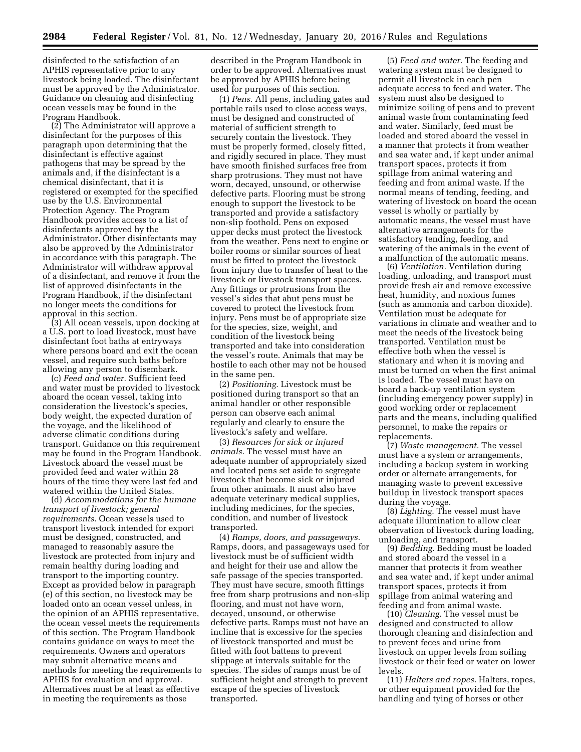disinfected to the satisfaction of an APHIS representative prior to any livestock being loaded. The disinfectant must be approved by the Administrator. Guidance on cleaning and disinfecting ocean vessels may be found in the Program Handbook.

(2) The Administrator will approve a disinfectant for the purposes of this paragraph upon determining that the disinfectant is effective against pathogens that may be spread by the animals and, if the disinfectant is a chemical disinfectant, that it is registered or exempted for the specified use by the U.S. Environmental Protection Agency. The Program Handbook provides access to a list of disinfectants approved by the Administrator. Other disinfectants may also be approved by the Administrator in accordance with this paragraph. The Administrator will withdraw approval of a disinfectant, and remove it from the list of approved disinfectants in the Program Handbook, if the disinfectant no longer meets the conditions for approval in this section.

(3) All ocean vessels, upon docking at a U.S. port to load livestock, must have disinfectant foot baths at entryways where persons board and exit the ocean vessel, and require such baths before allowing any person to disembark.

(c) *Feed and water.* Sufficient feed and water must be provided to livestock aboard the ocean vessel, taking into consideration the livestock's species, body weight, the expected duration of the voyage, and the likelihood of adverse climatic conditions during transport. Guidance on this requirement may be found in the Program Handbook. Livestock aboard the vessel must be provided feed and water within 28 hours of the time they were last fed and watered within the United States.

(d) *Accommodations for the humane transport of livestock; general requirements.* Ocean vessels used to transport livestock intended for export must be designed, constructed, and managed to reasonably assure the livestock are protected from injury and remain healthy during loading and transport to the importing country. Except as provided below in paragraph (e) of this section, no livestock may be loaded onto an ocean vessel unless, in the opinion of an APHIS representative, the ocean vessel meets the requirements of this section. The Program Handbook contains guidance on ways to meet the requirements. Owners and operators may submit alternative means and methods for meeting the requirements to APHIS for evaluation and approval. Alternatives must be at least as effective in meeting the requirements as those described in the Program Handbook in order to be approved. Alternatives must be approved by APHIS before being used for purposes of this section.

(1) *Pens.* All pens, including gates and portable rails used to close access ways, must be designed and constructed of material of sufficient strength to securely contain the livestock. They must be properly formed, closely fitted, and rigidly secured in place. They must have smooth finished surfaces free from sharp protrusions. They must not have worn, decayed, unsound, or otherwise defective parts. Flooring must be strong enough to support the livestock to be transported and provide a satisfactory non-slip foothold. Pens on exposed upper decks must protect the livestock from the weather. Pens next to engine or boiler rooms or similar sources of heat must be fitted to protect the livestock from injury due to transfer of heat to the livestock or livestock transport spaces. Any fittings or protrusions from the vessel's sides that abut pens must be covered to protect the livestock from injury. Pens must be of appropriate size for the species, size, weight, and condition of the livestock being transported and take into consideration the vessel's route. Animals that may be hostile to each other may not be housed in the same pen.

(2) *Positioning.* Livestock must be positioned during transport so that an animal handler or other responsible person can observe each animal regularly and clearly to ensure the livestock's safety and welfare.

(3) *Resources for sick or injured animals.* The vessel must have an adequate number of appropriately sized and located pens set aside to segregate livestock that become sick or injured from other animals. It must also have adequate veterinary medical supplies, including medicines, for the species, condition, and number of livestock transported.

(4) *Ramps, doors, and passageways.* Ramps, doors, and passageways used for livestock must be of sufficient width and height for their use and allow the safe passage of the species transported. They must have secure, smooth fittings free from sharp protrusions and non-slip flooring, and must not have worn, decayed, unsound, or otherwise defective parts. Ramps must not have an incline that is excessive for the species of livestock transported and must be fitted with foot battens to prevent slippage at intervals suitable for the species. The sides of ramps must be of sufficient height and strength to prevent escape of the species of livestock transported.

(5) *Feed and water.* The feeding and watering system must be designed to permit all livestock in each pen adequate access to feed and water. The system must also be designed to minimize soiling of pens and to prevent animal waste from contaminating feed and water. Similarly, feed must be loaded and stored aboard the vessel in a manner that protects it from weather and sea water and, if kept under animal transport spaces, protects it from spillage from animal watering and feeding and from animal waste. If the normal means of tending, feeding, and watering of livestock on board the ocean vessel is wholly or partially by automatic means, the vessel must have alternative arrangements for the satisfactory tending, feeding, and watering of the animals in the event of a malfunction of the automatic means.

(6) *Ventilation.* Ventilation during loading, unloading, and transport must provide fresh air and remove excessive heat, humidity, and noxious fumes (such as ammonia and carbon dioxide). Ventilation must be adequate for variations in climate and weather and to meet the needs of the livestock being transported. Ventilation must be effective both when the vessel is stationary and when it is moving and must be turned on when the first animal is loaded. The vessel must have on board a back-up ventilation system (including emergency power supply) in good working order or replacement parts and the means, including qualified personnel, to make the repairs or replacements.

(7) *Waste management.* The vessel must have a system or arrangements, including a backup system in working order or alternate arrangements, for managing waste to prevent excessive buildup in livestock transport spaces during the voyage.

(8) *Lighting.* The vessel must have adequate illumination to allow clear observation of livestock during loading, unloading, and transport.

(9) *Bedding.* Bedding must be loaded and stored aboard the vessel in a manner that protects it from weather and sea water and, if kept under animal transport spaces, protects it from spillage from animal watering and feeding and from animal waste.

(10) *Cleaning.* The vessel must be designed and constructed to allow thorough cleaning and disinfection and to prevent feces and urine from livestock on upper levels from soiling livestock or their feed or water on lower levels.

(11) *Halters and ropes.* Halters, ropes, or other equipment provided for the handling and tying of horses or other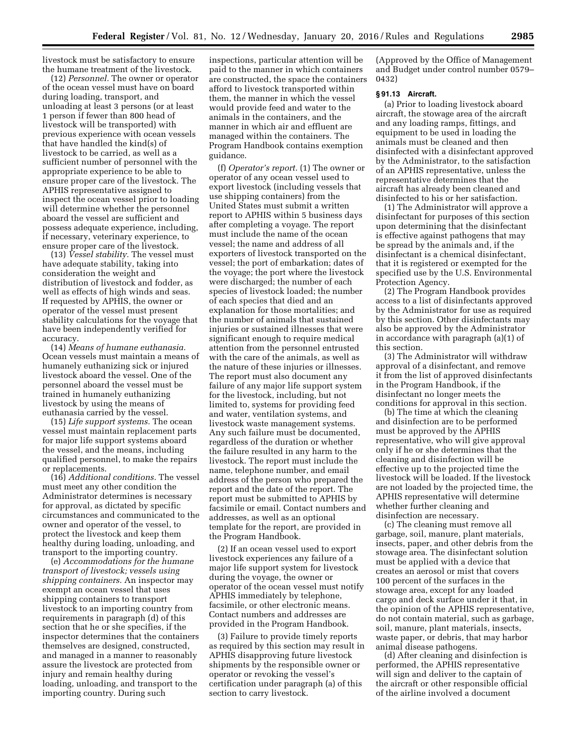livestock must be satisfactory to ensure the humane treatment of the livestock.

(12) *Personnel.* The owner or operator of the ocean vessel must have on board during loading, transport, and unloading at least 3 persons (or at least 1 person if fewer than 800 head of livestock will be transported) with previous experience with ocean vessels that have handled the kind(s) of livestock to be carried, as well as a sufficient number of personnel with the appropriate experience to be able to ensure proper care of the livestock. The APHIS representative assigned to inspect the ocean vessel prior to loading will determine whether the personnel aboard the vessel are sufficient and possess adequate experience, including, if necessary, veterinary experience, to ensure proper care of the livestock.

(13) *Vessel stability.* The vessel must have adequate stability, taking into consideration the weight and distribution of livestock and fodder, as well as effects of high winds and seas. If requested by APHIS, the owner or operator of the vessel must present stability calculations for the voyage that have been independently verified for accuracy.

(14) *Means of humane euthanasia.* Ocean vessels must maintain a means of humanely euthanizing sick or injured livestock aboard the vessel. One of the personnel aboard the vessel must be trained in humanely euthanizing livestock by using the means of euthanasia carried by the vessel.

(15) *Life support systems.* The ocean vessel must maintain replacement parts for major life support systems aboard the vessel, and the means, including qualified personnel, to make the repairs or replacements.

(16) *Additional conditions.* The vessel must meet any other condition the Administrator determines is necessary for approval, as dictated by specific circumstances and communicated to the owner and operator of the vessel, to protect the livestock and keep them healthy during loading, unloading, and transport to the importing country.

(e) *Accommodations for the humane transport of livestock; vessels using shipping containers.* An inspector may exempt an ocean vessel that uses shipping containers to transport livestock to an importing country from requirements in paragraph (d) of this section that he or she specifies, if the inspector determines that the containers themselves are designed, constructed, and managed in a manner to reasonably assure the livestock are protected from injury and remain healthy during loading, unloading, and transport to the importing country. During such inspections, particular attention will be paid to the manner in which containers are constructed, the space the containers afford to livestock transported within them, the manner in which the vessel would provide feed and water to the animals in the containers, and the manner in which air and effluent are managed within the containers. The Program Handbook contains exemption guidance.

(f) *Operator's report.* (1) The owner or operator of any ocean vessel used to export livestock (including vessels that use shipping containers) from the United States must submit a written report to APHIS within 5 business days after completing a voyage. The report must include the name of the ocean vessel; the name and address of all exporters of livestock transported on the vessel; the port of embarkation; dates of the voyage; the port where the livestock were discharged; the number of each species of livestock loaded; the number of each species that died and an explanation for those mortalities; and the number of animals that sustained injuries or sustained illnesses that were significant enough to require medical attention from the personnel entrusted with the care of the animals, as well as the nature of these injuries or illnesses. The report must also document any failure of any major life support system for the livestock, including, but not limited to, systems for providing feed and water, ventilation systems, and livestock waste management systems. Any such failure must be documented, regardless of the duration or whether the failure resulted in any harm to the livestock. The report must include the name, telephone number, and email address of the person who prepared the report and the date of the report. The report must be submitted to APHIS by facsimile or email. Contact numbers and addresses, as well as an optional template for the report, are provided in the Program Handbook.

(2) If an ocean vessel used to export livestock experiences any failure of a major life support system for livestock during the voyage, the owner or operator of the ocean vessel must notify APHIS immediately by telephone, facsimile, or other electronic means. Contact numbers and addresses are provided in the Program Handbook.

(3) Failure to provide timely reports as required by this section may result in APHIS disapproving future livestock shipments by the responsible owner or operator or revoking the vessel's certification under paragraph (a) of this section to carry livestock.

(Approved by the Office of Management and Budget under control number 0579–0432)

### § 91.13 Aircraft.

(a) Prior to loading livestock aboard aircraft, the stowage area of the aircraft and any loading ramps, fittings, and equipment to be used in loading the animals must be cleaned and then disinfected with a disinfectant approved by the Administrator, to the satisfaction of an APHIS representative, unless the representative determines that the aircraft has already been cleaned and disinfected to his or her satisfaction.

(1) The Administrator will approve a disinfectant for purposes of this section upon determining that the disinfectant is effective against pathogens that may be spread by the animals and, if the disinfectant is a chemical disinfectant, that it is registered or exempted for the specified use by the U.S. Environmental Protection Agency.

(2) The Program Handbook provides access to a list of disinfectants approved by the Administrator for use as required by this section. Other disinfectants may also be approved by the Administrator in accordance with paragraph (a)(1) of this section.

(3) The Administrator will withdraw approval of a disinfectant, and remove it from the list of approved disinfectants in the Program Handbook, if the disinfectant no longer meets the conditions for approval in this section.

(b) The time at which the cleaning and disinfection are to be performed must be approved by the APHIS representative, who will give approval only if he or she determines that the cleaning and disinfection will be effective up to the projected time the livestock will be loaded. If the livestock are not loaded by the projected time, the APHIS representative will determine whether further cleaning and disinfection are necessary.

(c) The cleaning must remove all garbage, soil, manure, plant materials, insects, paper, and other debris from the stowage area. The disinfectant solution must be applied with a device that creates an aerosol or mist that covers 100 percent of the surfaces in the stowage area, except for any loaded cargo and deck surface under it that, in the opinion of the APHIS representative, do not contain material, such as garbage, soil, manure, plant materials, insects, waste paper, or debris, that may harbor animal disease pathogens.

(d) After cleaning and disinfection is performed, the APHIS representative will sign and deliver to the captain of the aircraft or other responsible official of the airline involved a document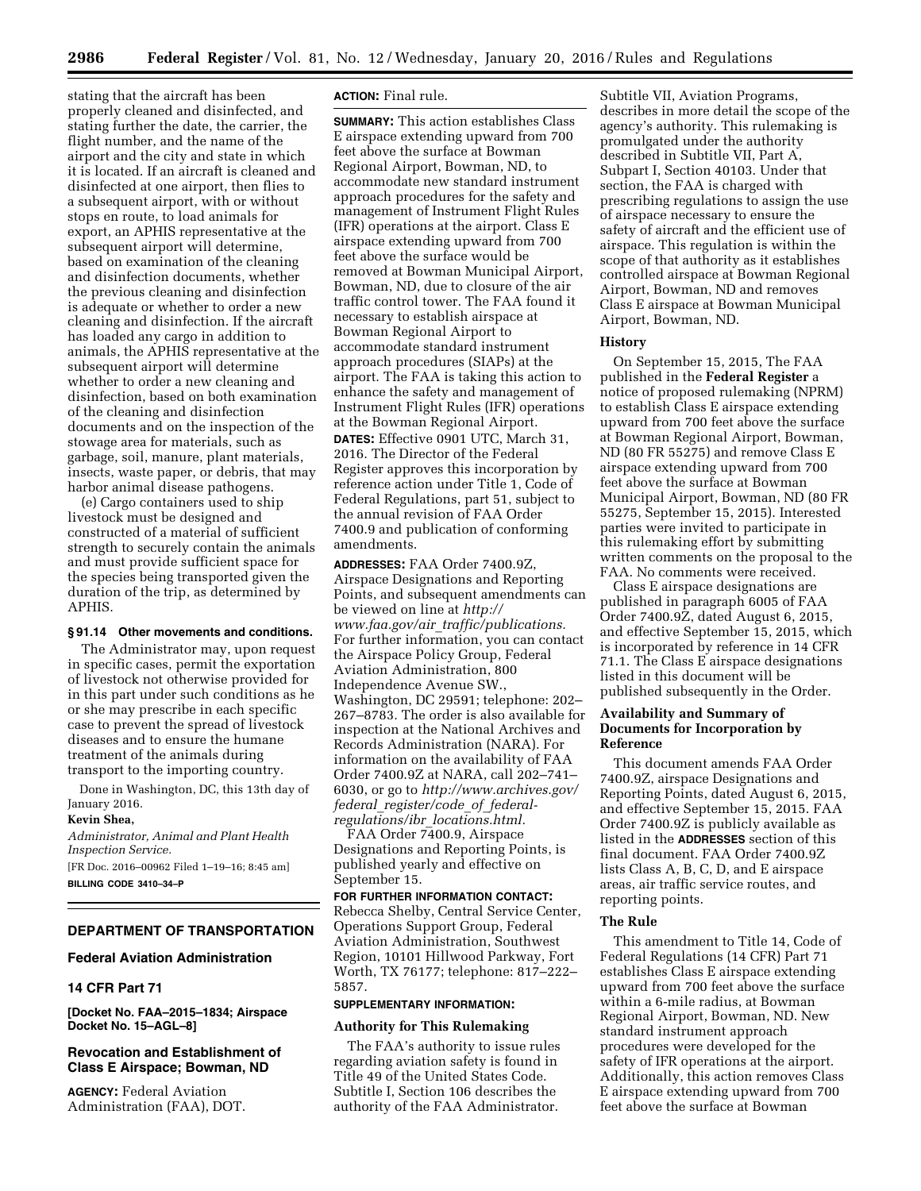stating that the aircraft has been properly cleaned and disinfected, and stating further the date, the carrier, the flight number, and the name of the airport and the city and state in which it is located. If an aircraft is cleaned and disinfected at one airport, then flies to a subsequent airport, with or without stops en route, to load animals for export, an APHIS representative at the subsequent airport will determine, based on examination of the cleaning and disinfection documents, whether the previous cleaning and disinfection is adequate or whether to order a new cleaning and disinfection. If the aircraft has loaded any cargo in addition to animals, the APHIS representative at the subsequent airport will determine whether to order a new cleaning and disinfection, based on both examination of the cleaning and disinfection documents and on the inspection of the stowage area for materials, such as garbage, soil, manure, plant materials, insects, waste paper, or debris, that may harbor animal disease pathogens.

(e) Cargo containers used to ship livestock must be designed and constructed of a material of sufficient strength to securely contain the animals and must provide sufficient space for the species being transported given the duration of the trip, as determined by APHIS.

**§ 91.14 Other movements and conditions.**

The Administrator may, upon request in specific cases, permit the exportation of livestock not otherwise provided for in this part under such conditions as he or she may prescribe in each specific case to prevent the spread of livestock diseases and to ensure the humane treatment of the animals during transport to the importing country.

Done in Washington, DC, this 13th day of January 2016.

**Kevin Shea,**

*Administrator, Animal and Plant Health Inspection Service.*

[FR Doc. 2016–00962 Filed 1–19–16; 8:45 am]

**BILLING CODE 3410–34–P**

---

## DEPARTMENT OF TRANSPORTATION

### Federal Aviation Administration

### 14 CFR Part 71

**[Docket No. FAA–2015–1834; Airspace Docket No. 15–AGL–8]**

### Revocation and Establishment of Class E Airspace; Bowman, ND

**AGENCY:** Federal Aviation Administration (FAA), DOT.

**ACTION:** Final rule.

**SUMMARY:** This action establishes Class E airspace extending upward from 700 feet above the surface at Bowman Regional Airport, Bowman, ND, to accommodate new standard instrument approach procedures for the safety and management of Instrument Flight Rules (IFR) operations at the airport. Class E airspace extending upward from 700 feet above the surface would be removed at Bowman Municipal Airport, Bowman, ND, due to closure of the air traffic control tower. The FAA found it necessary to establish airspace at Bowman Regional Airport to accommodate standard instrument approach procedures (SIAPs) at the airport. The FAA is taking this action to enhance the safety and management of Instrument Flight Rules (IFR) operations at the Bowman Regional Airport.

**DATES:** Effective 0901 UTC, March 31, 2016. The Director of the Federal Register approves this incorporation by reference action under Title 1, Code of Federal Regulations, part 51, subject to the annual revision of FAA Order 7400.9 and publication of conforming amendments.

**ADDRESSES:** FAA Order 7400.9Z, Airspace Designations and Reporting Points, and subsequent amendments can be viewed on line at *http://www.faa.gov/air_traffic/publications.* For further information, you can contact the Airspace Policy Group, Federal Aviation Administration, 800 Independence Avenue SW., Washington, DC 29591; telephone: 202–267–8783. The order is also available for inspection at the National Archives and Records Administration (NARA). For information on the availability of FAA Order 7400.9Z at NARA, call 202–741–6030, or go to *http://www.archives.gov/federal_register/code_of_federal-regulations/ibr_locations.html.*

FAA Order 7400.9, Airspace Designations and Reporting Points, is published yearly and effective on September 15.

**FOR FURTHER INFORMATION CONTACT:** Rebecca Shelby, Central Service Center, Operations Support Group, Federal Aviation Administration, Southwest Region, 10101 Hillwood Parkway, Fort Worth, TX 76177; telephone: 817–222–5857.

**SUPPLEMENTARY INFORMATION:**

#### Authority for This Rulemaking

The FAA's authority to issue rules regarding aviation safety is found in Title 49 of the United States Code. Subtitle I, Section 106 describes the authority of the FAA Administrator. Subtitle VII, Aviation Programs, describes in more detail the scope of the agency's authority. This rulemaking is promulgated under the authority described in Subtitle VII, Part A, Subpart I, Section 40103. Under that section, the FAA is charged with prescribing regulations to assign the use of airspace necessary to ensure the safety of aircraft and the efficient use of airspace. This regulation is within the scope of that authority as it establishes controlled airspace at Bowman Regional Airport, Bowman, ND and removes Class E airspace at Bowman Municipal Airport, Bowman, ND.

#### History

On September 15, 2015, The FAA published in the **Federal Register** a notice of proposed rulemaking (NPRM) to establish Class E airspace extending upward from 700 feet above the surface at Bowman Regional Airport, Bowman, ND (80 FR 55275) and remove Class E airspace extending upward from 700 feet above the surface at Bowman Municipal Airport, Bowman, ND (80 FR 55275, September 15, 2015). Interested parties were invited to participate in this rulemaking effort by submitting written comments on the proposal to the FAA. No comments were received.

Class E airspace designations are published in paragraph 6005 of FAA Order 7400.9Z, dated August 6, 2015, and effective September 15, 2015, which is incorporated by reference in 14 CFR 71.1. The Class E airspace designations listed in this document will be published subsequently in the Order.

#### Availability and Summary of Documents for Incorporation by Reference

This document amends FAA Order 7400.9Z, airspace Designations and Reporting Points, dated August 6, 2015, and effective September 15, 2015. FAA Order 7400.9Z is publicly available as listed in the **ADDRESSES** section of this final document. FAA Order 7400.9Z lists Class A, B, C, D, and E airspace areas, air traffic service routes, and reporting points.

#### The Rule

This amendment to Title 14, Code of Federal Regulations (14 CFR) Part 71 establishes Class E airspace extending upward from 700 feet above the surface within a 6-mile radius, at Bowman Regional Airport, Bowman, ND. New standard instrument approach procedures were developed for the safety of IFR operations at the airport. Additionally, this action removes Class E airspace extending upward from 700 feet above the surface at Bowman